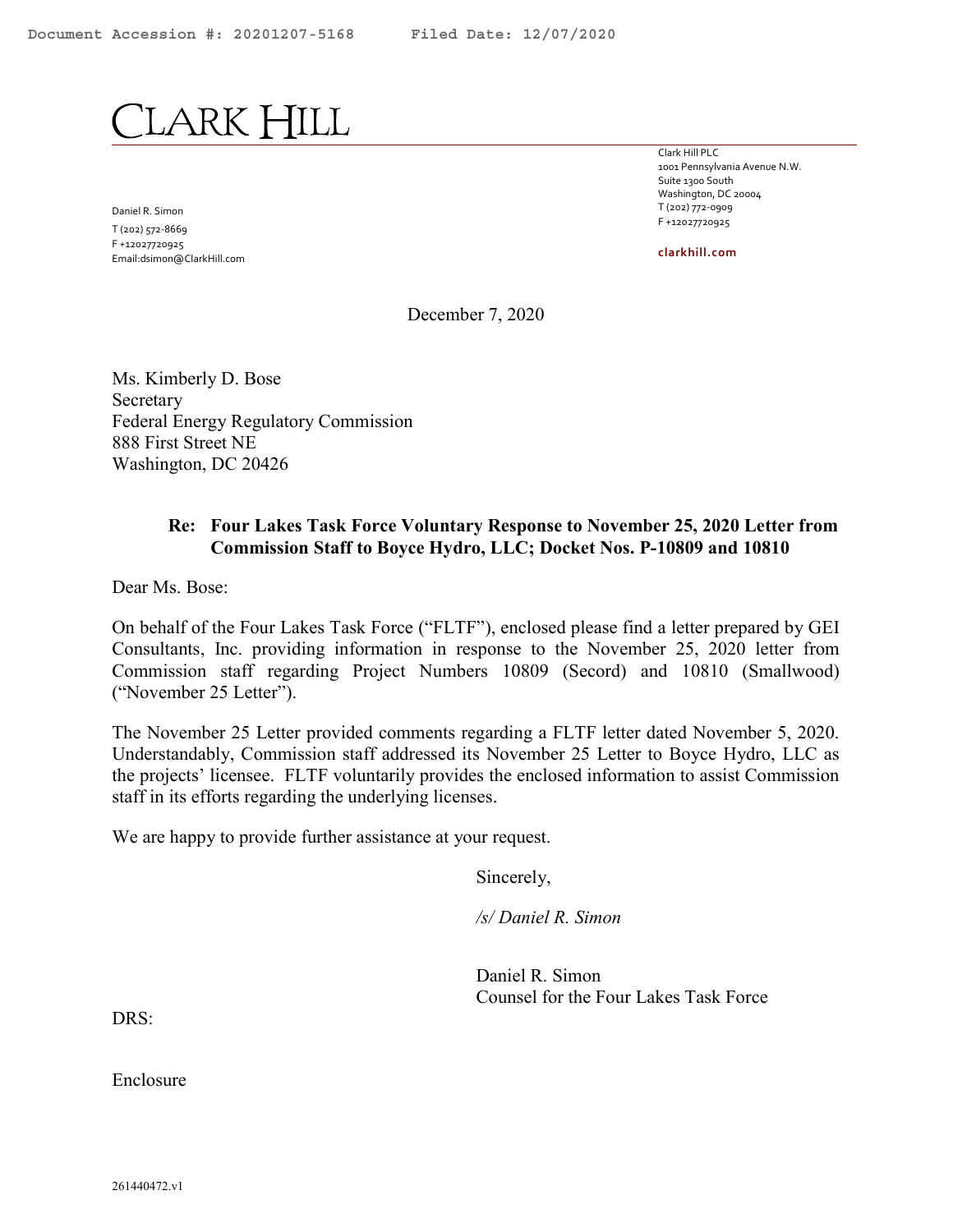Document Accession #: 20201207-5168 Filed Date: 12/07/2020

# CLARK HILL

Daniel R. Simon
T (202) 572-8669
F +12027720925
Email:dsimon@ClarkHill.com

Clark Hill PLC
1001 Pennsylvania Avenue N.W.
Suite 1300 South
Washington, DC 20004
T (202) 772-0909
F +12027720925

**clarkhill.com**

December 7, 2020

Ms. Kimberly D. Bose
Secretary
Federal Energy Regulatory Commission
888 First Street NE
Washington, DC 20426

**Re: Four Lakes Task Force Voluntary Response to November 25, 2020 Letter from Commission Staff to Boyce Hydro, LLC; Docket Nos. P-10809 and 10810**

Dear Ms. Bose:

On behalf of the Four Lakes Task Force ("FLTF"), enclosed please find a letter prepared by GEI Consultants, Inc. providing information in response to the November 25, 2020 letter from Commission staff regarding Project Numbers 10809 (Secord) and 10810 (Smallwood) ("November 25 Letter").

The November 25 Letter provided comments regarding a FLTF letter dated November 5, 2020. Understandably, Commission staff addressed its November 25 Letter to Boyce Hydro, LLC as the projects' licensee. FLTF voluntarily provides the enclosed information to assist Commission staff in its efforts regarding the underlying licenses.

We are happy to provide further assistance at your request.

Sincerely,

*/s/ Daniel R. Simon*

Daniel R. Simon
Counsel for the Four Lakes Task Force

DRS:

Enclosure

261440472.v1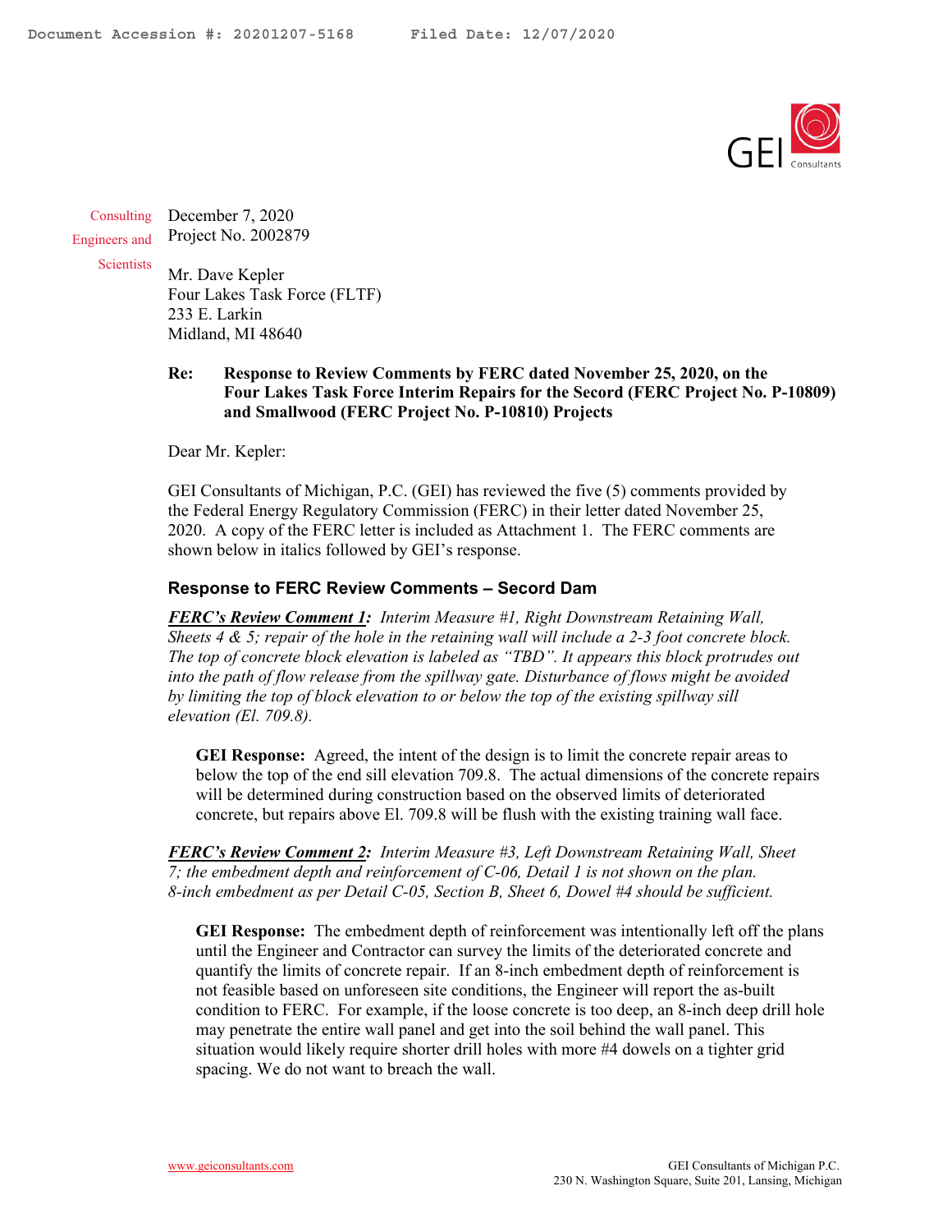Consulting Engineers and Scientists

December 7, 2020
Project No. 2002879

Mr. Dave Kepler
Four Lakes Task Force (FLTF)
233 E. Larkin
Midland, MI 48640

**Re: Response to Review Comments by FERC dated November 25, 2020, on the Four Lakes Task Force Interim Repairs for the Secord (FERC Project No. P-10809) and Smallwood (FERC Project No. P-10810) Projects**

Dear Mr. Kepler:

GEI Consultants of Michigan, P.C. (GEI) has reviewed the five (5) comments provided by the Federal Energy Regulatory Commission (FERC) in their letter dated November 25, 2020. A copy of the FERC letter is included as Attachment 1. The FERC comments are shown below in italics followed by GEI's response.

## Response to FERC Review Comments – Secord Dam

***FERC's Review Comment 1:*** *Interim Measure #1, Right Downstream Retaining Wall, Sheets 4 & 5; repair of the hole in the retaining wall will include a 2-3 foot concrete block. The top of concrete block elevation is labeled as "TBD". It appears this block protrudes out into the path of flow release from the spillway gate. Disturbance of flows might be avoided by limiting the top of block elevation to or below the top of the existing spillway sill elevation (El. 709.8).*

> **GEI Response:** Agreed, the intent of the design is to limit the concrete repair areas to below the top of the end sill elevation 709.8. The actual dimensions of the concrete repairs will be determined during construction based on the observed limits of deteriorated concrete, but repairs above El. 709.8 will be flush with the existing training wall face.

***FERC's Review Comment 2:*** *Interim Measure #3, Left Downstream Retaining Wall, Sheet 7; the embedment depth and reinforcement of C-06, Detail 1 is not shown on the plan. 8-inch embedment as per Detail C-05, Section B, Sheet 6, Dowel #4 should be sufficient.*

> **GEI Response:** The embedment depth of reinforcement was intentionally left off the plans until the Engineer and Contractor can survey the limits of the deteriorated concrete and quantify the limits of concrete repair. If an 8-inch embedment depth of reinforcement is not feasible based on unforeseen site conditions, the Engineer will report the as-built condition to FERC. For example, if the loose concrete is too deep, an 8-inch deep drill hole may penetrate the entire wall panel and get into the soil behind the wall panel. This situation would likely require shorter drill holes with more #4 dowels on a tighter grid spacing. We do not want to breach the wall.

www.geiconsultants.com

GEI Consultants of Michigan P.C.
230 N. Washington Square, Suite 201, Lansing, Michigan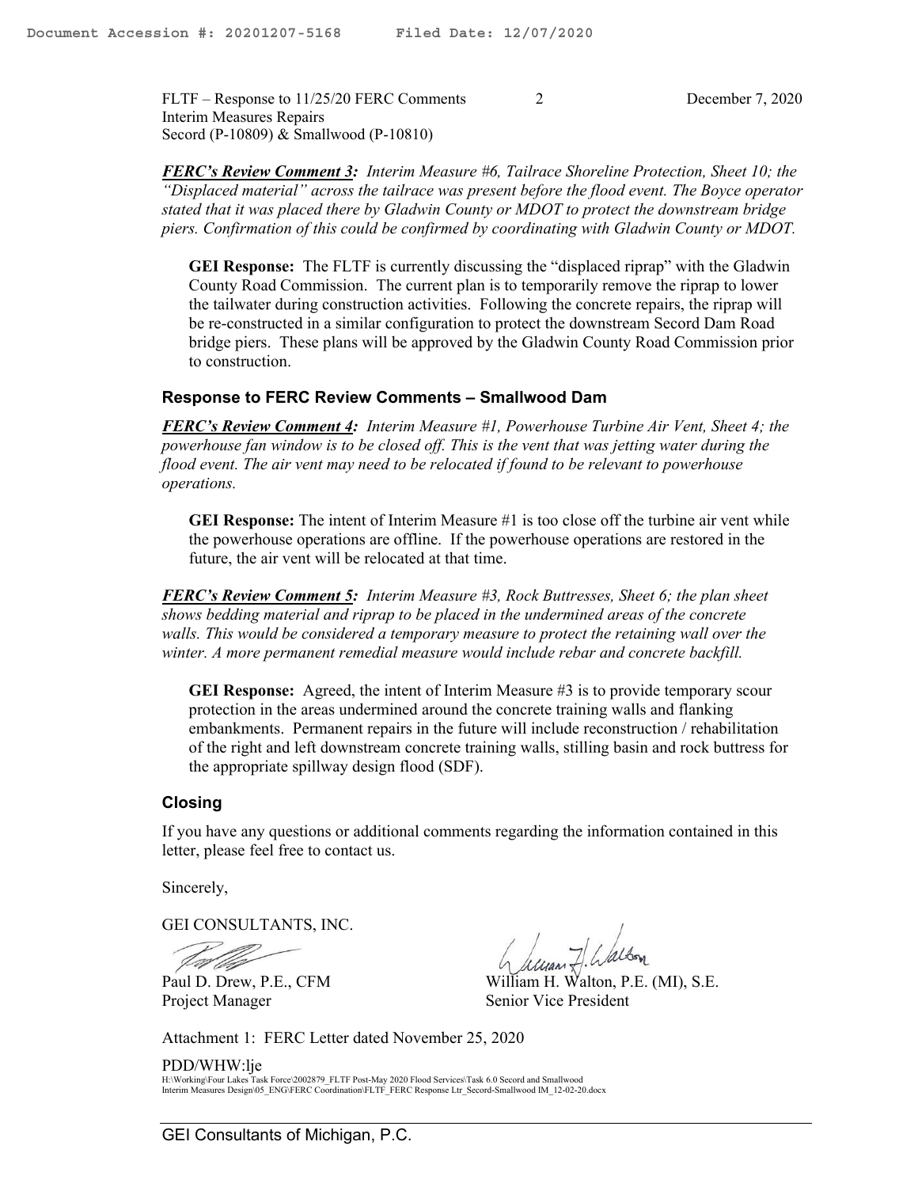***FERC's Review Comment 3:*** *Interim Measure #6, Tailrace Shoreline Protection, Sheet 10; the "Displaced material" across the tailrace was present before the flood event. The Boyce operator stated that it was placed there by Gladwin County or MDOT to protect the downstream bridge piers. Confirmation of this could be confirmed by coordinating with Gladwin County or MDOT.*

> **GEI Response:** The FLTF is currently discussing the "displaced riprap" with the Gladwin County Road Commission. The current plan is to temporarily remove the riprap to lower the tailwater during construction activities. Following the concrete repairs, the riprap will be re-constructed in a similar configuration to protect the downstream Secord Dam Road bridge piers. These plans will be approved by the Gladwin County Road Commission prior to construction.

### Response to FERC Review Comments – Smallwood Dam

***FERC's Review Comment 4:*** *Interim Measure #1, Powerhouse Turbine Air Vent, Sheet 4; the powerhouse fan window is to be closed off. This is the vent that was jetting water during the flood event. The air vent may need to be relocated if found to be relevant to powerhouse operations.*

> **GEI Response:** The intent of Interim Measure #1 is too close off the turbine air vent while the powerhouse operations are offline. If the powerhouse operations are restored in the future, the air vent will be relocated at that time.

***FERC's Review Comment 5:*** *Interim Measure #3, Rock Buttresses, Sheet 6; the plan sheet shows bedding material and riprap to be placed in the undermined areas of the concrete walls. This would be considered a temporary measure to protect the retaining wall over the winter. A more permanent remedial measure would include rebar and concrete backfill.*

> **GEI Response:** Agreed, the intent of Interim Measure #3 is to provide temporary scour protection in the areas undermined around the concrete training walls and flanking embankments. Permanent repairs in the future will include reconstruction / rehabilitation of the right and left downstream concrete training walls, stilling basin and rock buttress for the appropriate spillway design flood (SDF).

### Closing

If you have any questions or additional comments regarding the information contained in this letter, please feel free to contact us.

Sincerely,

GEI CONSULTANTS, INC.

Paul D. Drew, P.E., CFM
Project Manager

William H. Walton, P.E. (MI), S.E.
Senior Vice President

Attachment 1: FERC Letter dated November 25, 2020

PDD/WHW:lje
H:\Working\Four Lakes Task Force\2002879_FLTF Post-May 2020 Flood Services\Task 6.0 Secord and Smallwood Interim Measures Design\05_ENG\FERC Coordination\FLTF_FERC Response Ltr_Secord-Smallwood IM_12-02-20.docx

GEI Consultants of Michigan, P.C.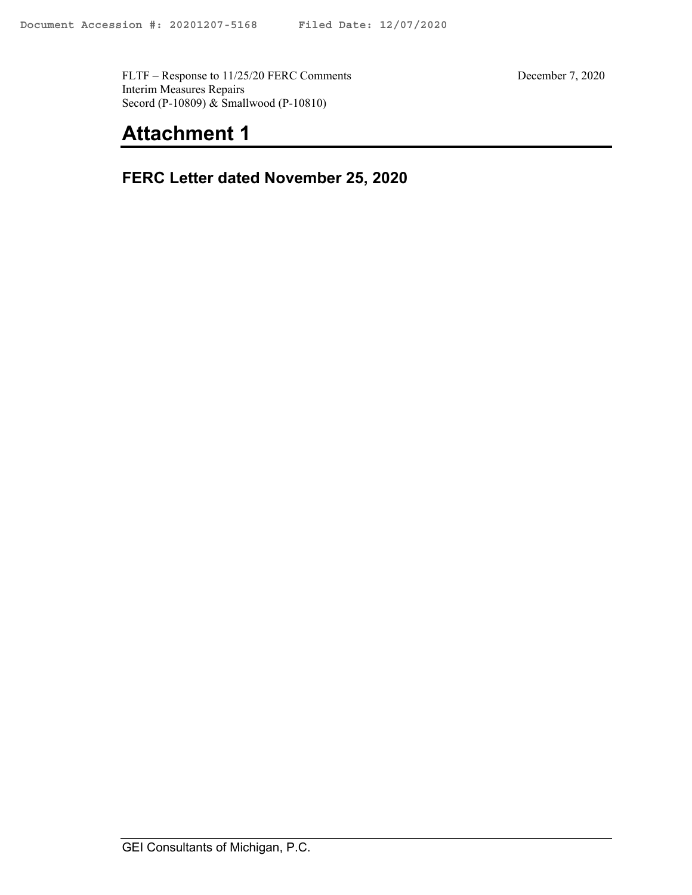FLTF – Response to 11/25/20 FERC Comments
Interim Measures Repairs
Secord (P-10809) & Smallwood (P-10810)

December 7, 2020

# Attachment 1

## FERC Letter dated November 25, 2020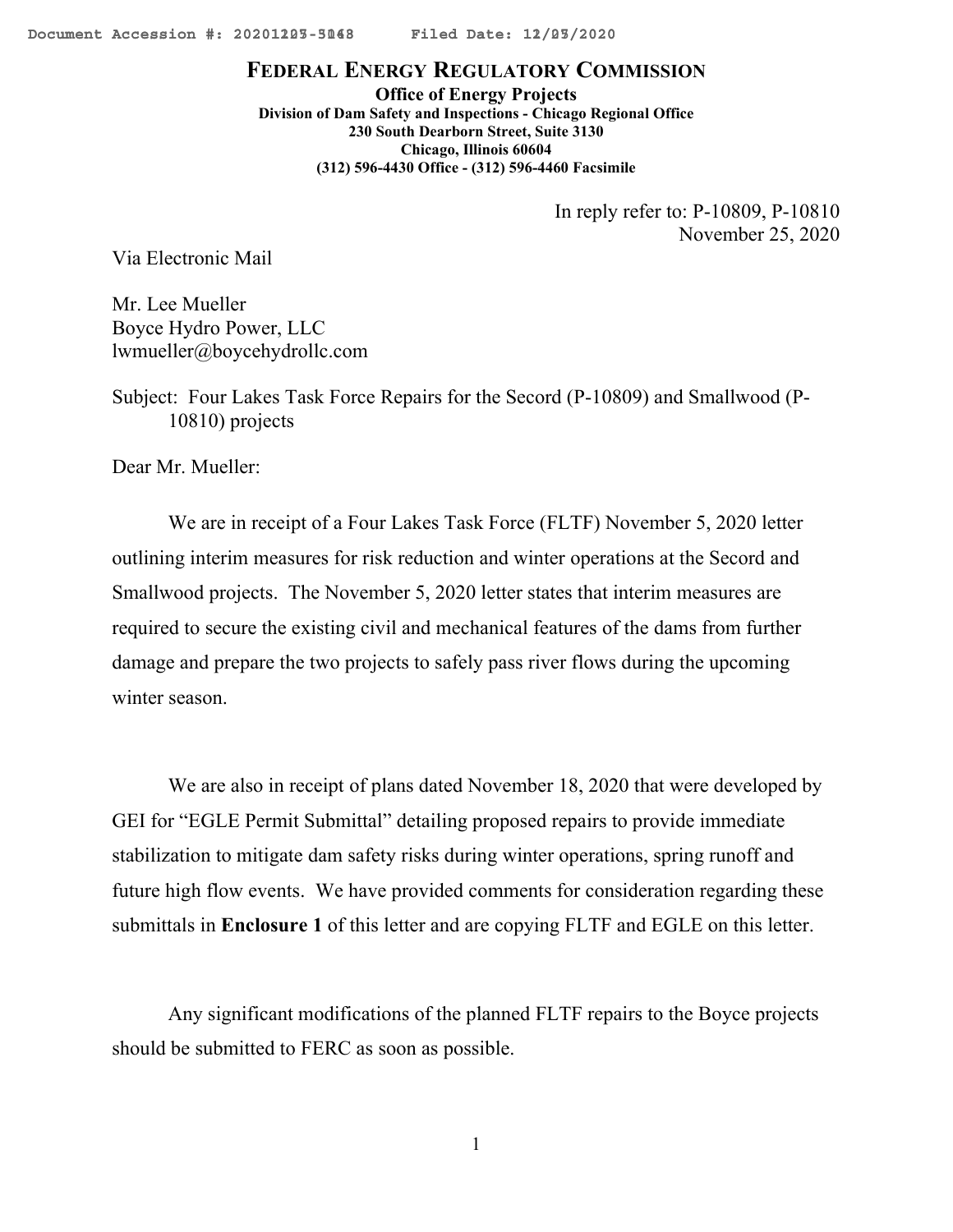**FEDERAL ENERGY REGULATORY COMMISSION**
**Office of Energy Projects**
**Division of Dam Safety and Inspections - Chicago Regional Office**
**230 South Dearborn Street, Suite 3130**
**Chicago, Illinois 60604**
**(312) 596-4430 Office - (312) 596-4460 Facsimile**

In reply refer to: P-10809, P-10810
November 25, 2020

Via Electronic Mail

Mr. Lee Mueller
Boyce Hydro Power, LLC
lwmueller@boycehydrollc.com

Subject: Four Lakes Task Force Repairs for the Secord (P-10809) and Smallwood (P-10810) projects

Dear Mr. Mueller:

We are in receipt of a Four Lakes Task Force (FLTF) November 5, 2020 letter outlining interim measures for risk reduction and winter operations at the Secord and Smallwood projects. The November 5, 2020 letter states that interim measures are required to secure the existing civil and mechanical features of the dams from further damage and prepare the two projects to safely pass river flows during the upcoming winter season.

We are also in receipt of plans dated November 18, 2020 that were developed by GEI for "EGLE Permit Submittal" detailing proposed repairs to provide immediate stabilization to mitigate dam safety risks during winter operations, spring runoff and future high flow events. We have provided comments for consideration regarding these submittals in **Enclosure 1** of this letter and are copying FLTF and EGLE on this letter.

Any significant modifications of the planned FLTF repairs to the Boyce projects should be submitted to FERC as soon as possible.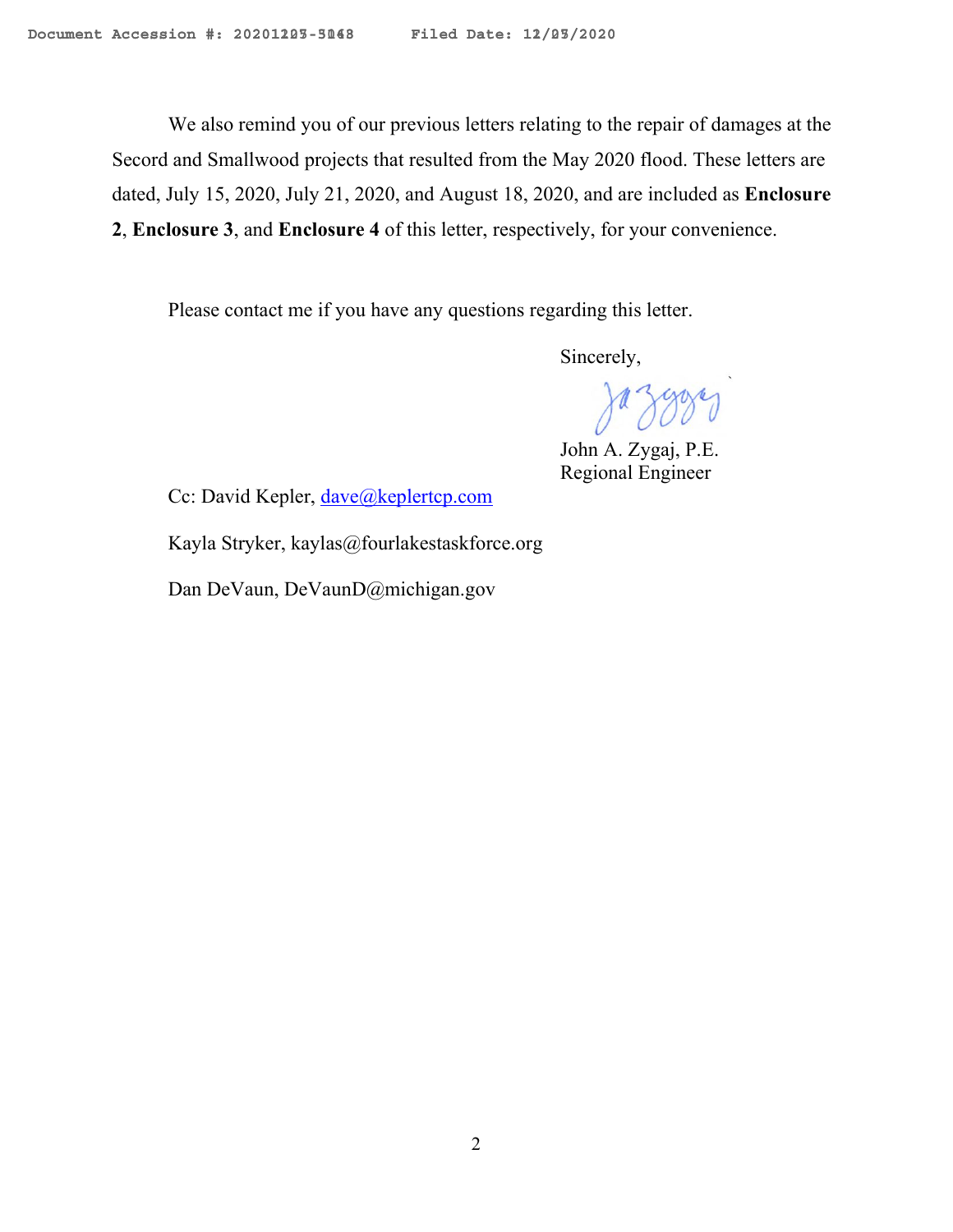We also remind you of our previous letters relating to the repair of damages at the Secord and Smallwood projects that resulted from the May 2020 flood. These letters are dated, July 15, 2020, July 21, 2020, and August 18, 2020, and are included as **Enclosure 2**, **Enclosure 3**, and **Enclosure 4** of this letter, respectively, for your convenience.

Please contact me if you have any questions regarding this letter.

Sincerely,

John A. Zygaj, P.E.
Regional Engineer

Cc: David Kepler, dave@keplertcp.com

Kayla Stryker, kaylas@fourlakestaskforce.org

Dan DeVaun, DeVaunD@michigan.gov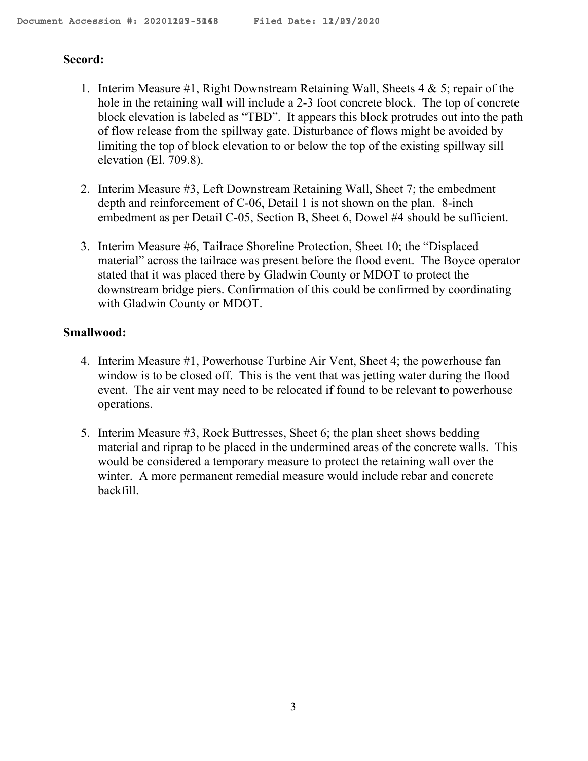**Secord:**

1. Interim Measure #1, Right Downstream Retaining Wall, Sheets 4 & 5; repair of the hole in the retaining wall will include a 2-3 foot concrete block. The top of concrete block elevation is labeled as "TBD". It appears this block protrudes out into the path of flow release from the spillway gate. Disturbance of flows might be avoided by limiting the top of block elevation to or below the top of the existing spillway sill elevation (El. 709.8).

2. Interim Measure #3, Left Downstream Retaining Wall, Sheet 7; the embedment depth and reinforcement of C-06, Detail 1 is not shown on the plan. 8-inch embedment as per Detail C-05, Section B, Sheet 6, Dowel #4 should be sufficient.

3. Interim Measure #6, Tailrace Shoreline Protection, Sheet 10; the "Displaced material" across the tailrace was present before the flood event. The Boyce operator stated that it was placed there by Gladwin County or MDOT to protect the downstream bridge piers. Confirmation of this could be confirmed by coordinating with Gladwin County or MDOT.

**Smallwood:**

4. Interim Measure #1, Powerhouse Turbine Air Vent, Sheet 4; the powerhouse fan window is to be closed off. This is the vent that was jetting water during the flood event. The air vent may need to be relocated if found to be relevant to powerhouse operations.

5. Interim Measure #3, Rock Buttresses, Sheet 6; the plan sheet shows bedding material and riprap to be placed in the undermined areas of the concrete walls. This would be considered a temporary measure to protect the retaining wall over the winter. A more permanent remedial measure would include rebar and concrete backfill.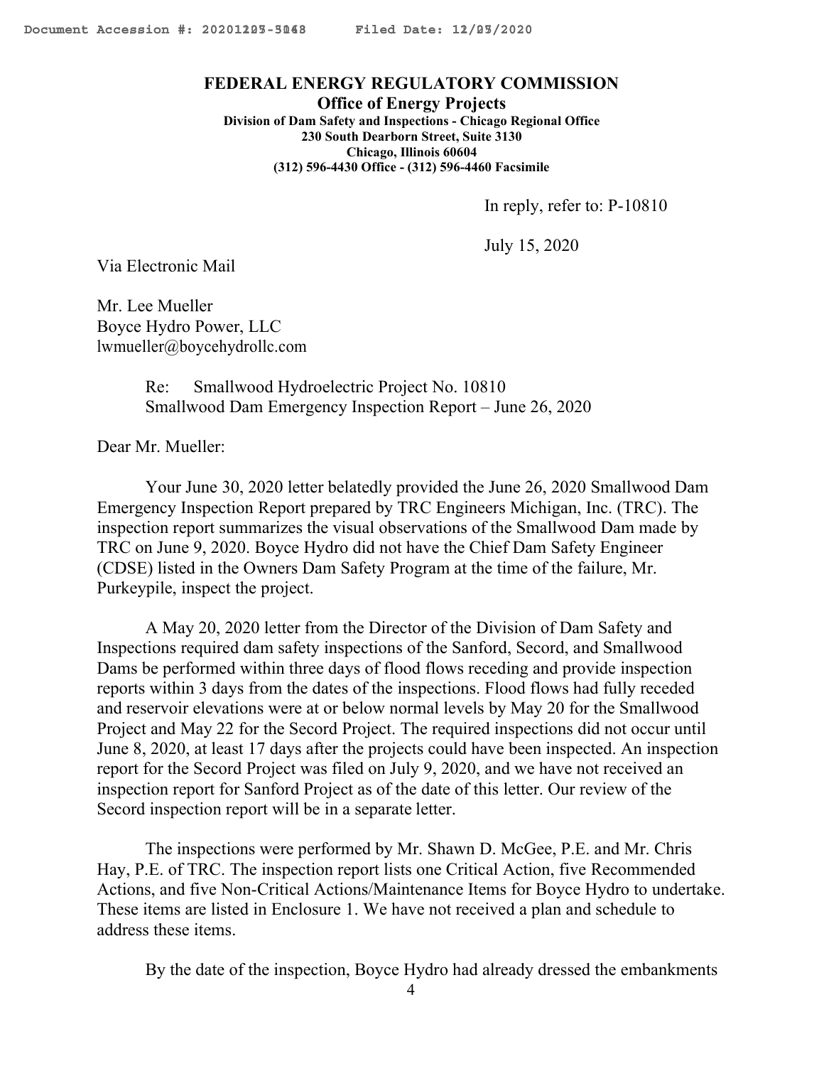**FEDERAL ENERGY REGULATORY COMMISSION**
**Office of Energy Projects**
**Division of Dam Safety and Inspections - Chicago Regional Office**
**230 South Dearborn Street, Suite 3130**
**Chicago, Illinois 60604**
**(312) 596-4430 Office - (312) 596-4460 Facsimile**

In reply, refer to: P-10810

July 15, 2020

Via Electronic Mail

Mr. Lee Mueller
Boyce Hydro Power, LLC
lwmueller@boycehydrollc.com

Re: Smallwood Hydroelectric Project No. 10810
Smallwood Dam Emergency Inspection Report – June 26, 2020

Dear Mr. Mueller:

Your June 30, 2020 letter belatedly provided the June 26, 2020 Smallwood Dam Emergency Inspection Report prepared by TRC Engineers Michigan, Inc. (TRC). The inspection report summarizes the visual observations of the Smallwood Dam made by TRC on June 9, 2020. Boyce Hydro did not have the Chief Dam Safety Engineer (CDSE) listed in the Owners Dam Safety Program at the time of the failure, Mr. Purkeypile, inspect the project.

A May 20, 2020 letter from the Director of the Division of Dam Safety and Inspections required dam safety inspections of the Sanford, Secord, and Smallwood Dams be performed within three days of flood flows receding and provide inspection reports within 3 days from the dates of the inspections. Flood flows had fully receded and reservoir elevations were at or below normal levels by May 20 for the Smallwood Project and May 22 for the Secord Project. The required inspections did not occur until June 8, 2020, at least 17 days after the projects could have been inspected. An inspection report for the Secord Project was filed on July 9, 2020, and we have not received an inspection report for Sanford Project as of the date of this letter. Our review of the Secord inspection report will be in a separate letter.

The inspections were performed by Mr. Shawn D. McGee, P.E. and Mr. Chris Hay, P.E. of TRC. The inspection report lists one Critical Action, five Recommended Actions, and five Non-Critical Actions/Maintenance Items for Boyce Hydro to undertake. These items are listed in Enclosure 1. We have not received a plan and schedule to address these items.

By the date of the inspection, Boyce Hydro had already dressed the embankments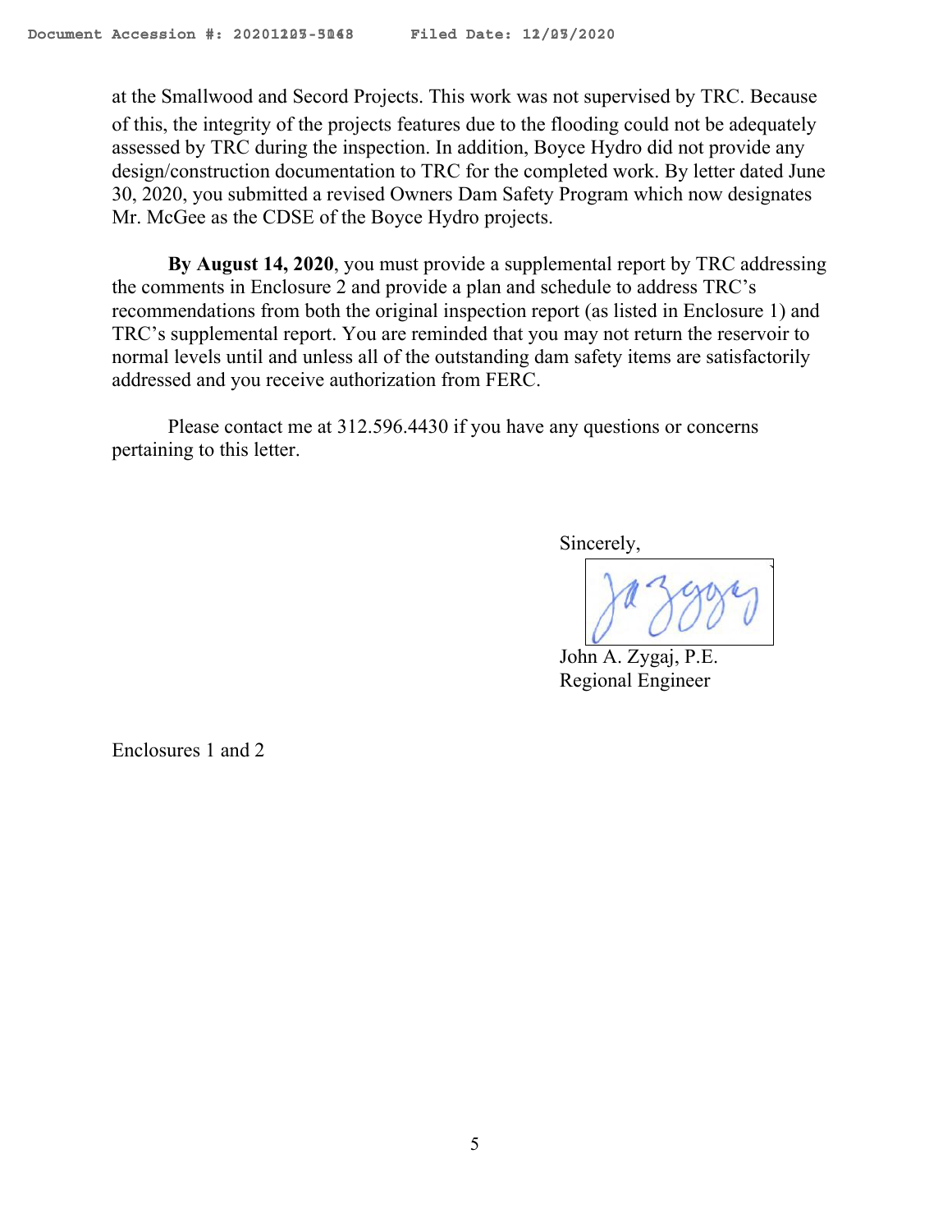at the Smallwood and Secord Projects. This work was not supervised by TRC. Because of this, the integrity of the projects features due to the flooding could not be adequately assessed by TRC during the inspection. In addition, Boyce Hydro did not provide any design/construction documentation to TRC for the completed work. By letter dated June 30, 2020, you submitted a revised Owners Dam Safety Program which now designates Mr. McGee as the CDSE of the Boyce Hydro projects.

**By August 14, 2020**, you must provide a supplemental report by TRC addressing the comments in Enclosure 2 and provide a plan and schedule to address TRC's recommendations from both the original inspection report (as listed in Enclosure 1) and TRC's supplemental report. You are reminded that you may not return the reservoir to normal levels until and unless all of the outstanding dam safety items are satisfactorily addressed and you receive authorization from FERC.

Please contact me at 312.596.4430 if you have any questions or concerns pertaining to this letter.

Sincerely,

John A. Zygaj, P.E.
Regional Engineer

Enclosures 1 and 2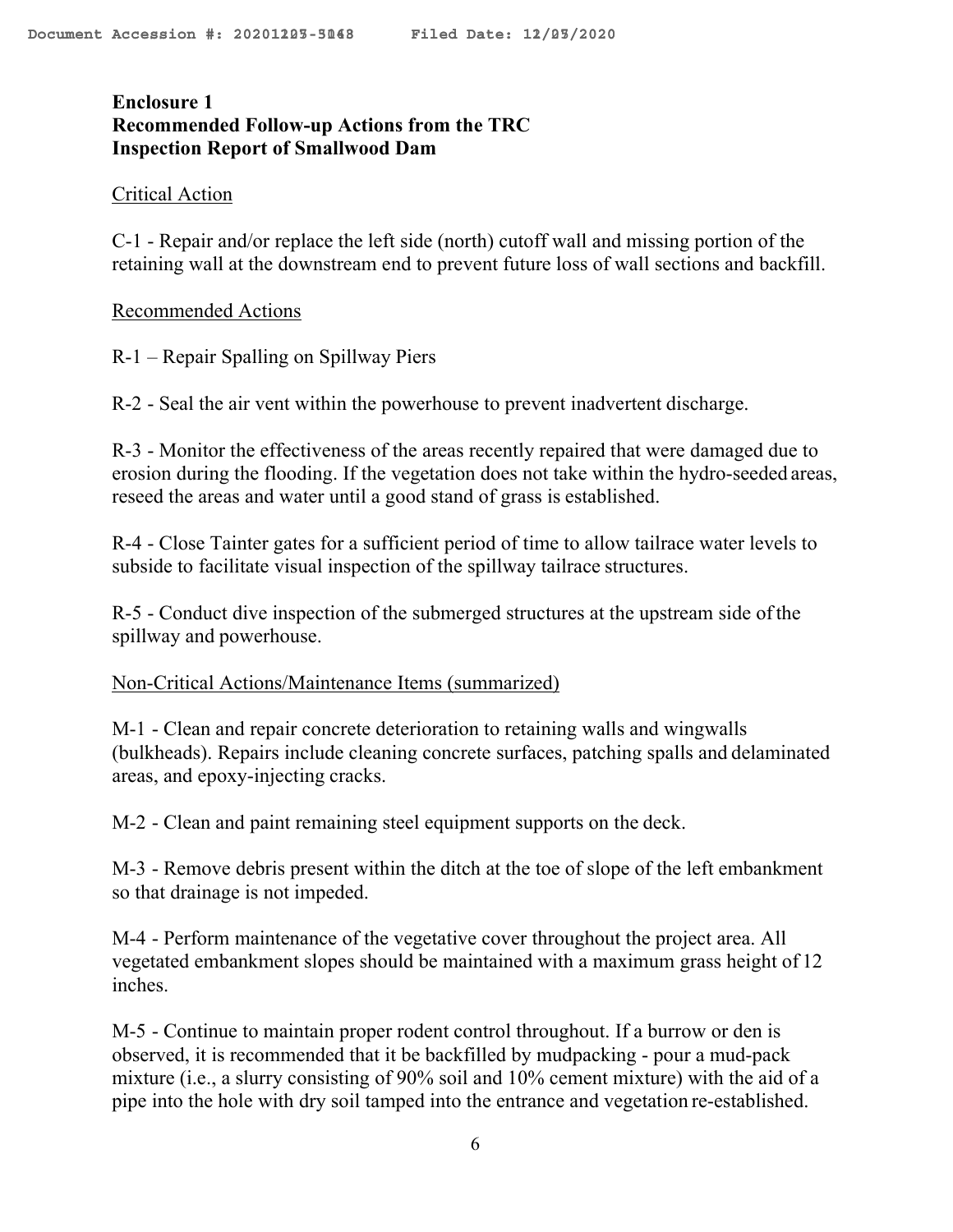**Enclosure 1**
**Recommended Follow-up Actions from the TRC**
**Inspection Report of Smallwood Dam**

Critical Action

C-1 - Repair and/or replace the left side (north) cutoff wall and missing portion of the retaining wall at the downstream end to prevent future loss of wall sections and backfill.

Recommended Actions

R-1 – Repair Spalling on Spillway Piers

R-2 - Seal the air vent within the powerhouse to prevent inadvertent discharge.

R-3 - Monitor the effectiveness of the areas recently repaired that were damaged due to erosion during the flooding. If the vegetation does not take within the hydro-seeded areas, reseed the areas and water until a good stand of grass is established.

R-4 - Close Tainter gates for a sufficient period of time to allow tailrace water levels to subside to facilitate visual inspection of the spillway tailrace structures.

R-5 - Conduct dive inspection of the submerged structures at the upstream side of the spillway and powerhouse.

Non-Critical Actions/Maintenance Items (summarized)

M-1 - Clean and repair concrete deterioration to retaining walls and wingwalls (bulkheads). Repairs include cleaning concrete surfaces, patching spalls and delaminated areas, and epoxy-injecting cracks.

M-2 - Clean and paint remaining steel equipment supports on the deck.

M-3 - Remove debris present within the ditch at the toe of slope of the left embankment so that drainage is not impeded.

M-4 - Perform maintenance of the vegetative cover throughout the project area. All vegetated embankment slopes should be maintained with a maximum grass height of 12 inches.

M-5 - Continue to maintain proper rodent control throughout. If a burrow or den is observed, it is recommended that it be backfilled by mudpacking - pour a mud-pack mixture (i.e., a slurry consisting of 90% soil and 10% cement mixture) with the aid of a pipe into the hole with dry soil tamped into the entrance and vegetation re-established.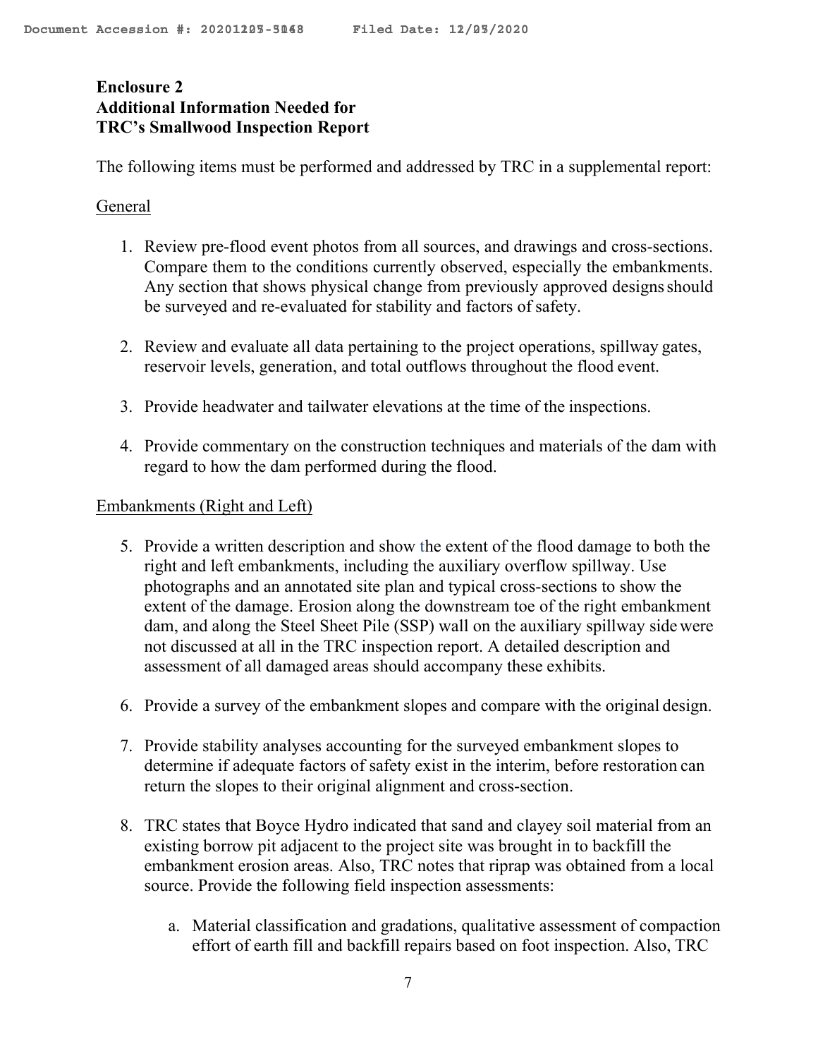**Enclosure 2**
**Additional Information Needed for**
**TRC's Smallwood Inspection Report**

The following items must be performed and addressed by TRC in a supplemental report:

General

1. Review pre-flood event photos from all sources, and drawings and cross-sections. Compare them to the conditions currently observed, especially the embankments. Any section that shows physical change from previously approved designs should be surveyed and re-evaluated for stability and factors of safety.

2. Review and evaluate all data pertaining to the project operations, spillway gates, reservoir levels, generation, and total outflows throughout the flood event.

3. Provide headwater and tailwater elevations at the time of the inspections.

4. Provide commentary on the construction techniques and materials of the dam with regard to how the dam performed during the flood.

Embankments (Right and Left)

5. Provide a written description and show the extent of the flood damage to both the right and left embankments, including the auxiliary overflow spillway. Use photographs and an annotated site plan and typical cross-sections to show the extent of the damage. Erosion along the downstream toe of the right embankment dam, and along the Steel Sheet Pile (SSP) wall on the auxiliary spillway side were not discussed at all in the TRC inspection report. A detailed description and assessment of all damaged areas should accompany these exhibits.

6. Provide a survey of the embankment slopes and compare with the original design.

7. Provide stability analyses accounting for the surveyed embankment slopes to determine if adequate factors of safety exist in the interim, before restoration can return the slopes to their original alignment and cross-section.

8. TRC states that Boyce Hydro indicated that sand and clayey soil material from an existing borrow pit adjacent to the project site was brought in to backfill the embankment erosion areas. Also, TRC notes that riprap was obtained from a local source. Provide the following field inspection assessments:

    a. Material classification and gradations, qualitative assessment of compaction effort of earth fill and backfill repairs based on foot inspection. Also, TRC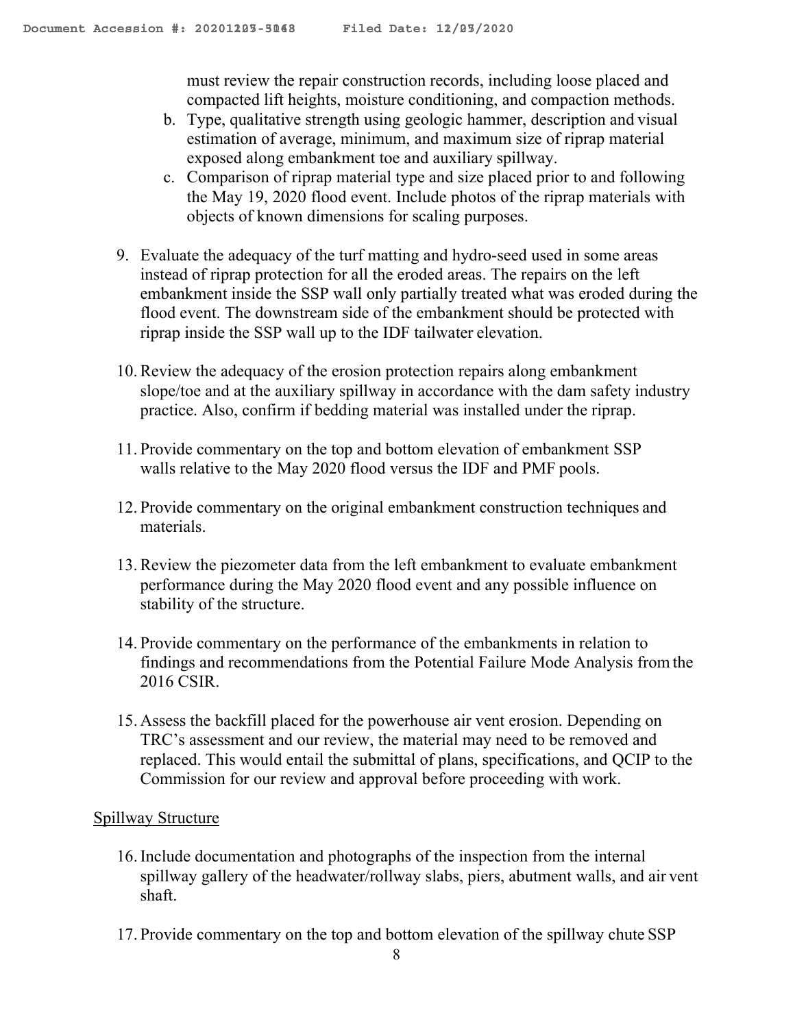must review the repair construction records, including loose placed and compacted lift heights, moisture conditioning, and compaction methods.

b. Type, qualitative strength using geologic hammer, description and visual estimation of average, minimum, and maximum size of riprap material exposed along embankment toe and auxiliary spillway.
c. Comparison of riprap material type and size placed prior to and following the May 19, 2020 flood event. Include photos of the riprap materials with objects of known dimensions for scaling purposes.

9. Evaluate the adequacy of the turf matting and hydro-seed used in some areas instead of riprap protection for all the eroded areas. The repairs on the left embankment inside the SSP wall only partially treated what was eroded during the flood event. The downstream side of the embankment should be protected with riprap inside the SSP wall up to the IDF tailwater elevation.

10. Review the adequacy of the erosion protection repairs along embankment slope/toe and at the auxiliary spillway in accordance with the dam safety industry practice. Also, confirm if bedding material was installed under the riprap.

11. Provide commentary on the top and bottom elevation of embankment SSP walls relative to the May 2020 flood versus the IDF and PMF pools.

12. Provide commentary on the original embankment construction techniques and materials.

13. Review the piezometer data from the left embankment to evaluate embankment performance during the May 2020 flood event and any possible influence on stability of the structure.

14. Provide commentary on the performance of the embankments in relation to findings and recommendations from the Potential Failure Mode Analysis from the 2016 CSIR.

15. Assess the backfill placed for the powerhouse air vent erosion. Depending on TRC's assessment and our review, the material may need to be removed and replaced. This would entail the submittal of plans, specifications, and QCIP to the Commission for our review and approval before proceeding with work.

Spillway Structure

16. Include documentation and photographs of the inspection from the internal spillway gallery of the headwater/rollway slabs, piers, abutment walls, and air vent shaft.

17. Provide commentary on the top and bottom elevation of the spillway chute SSP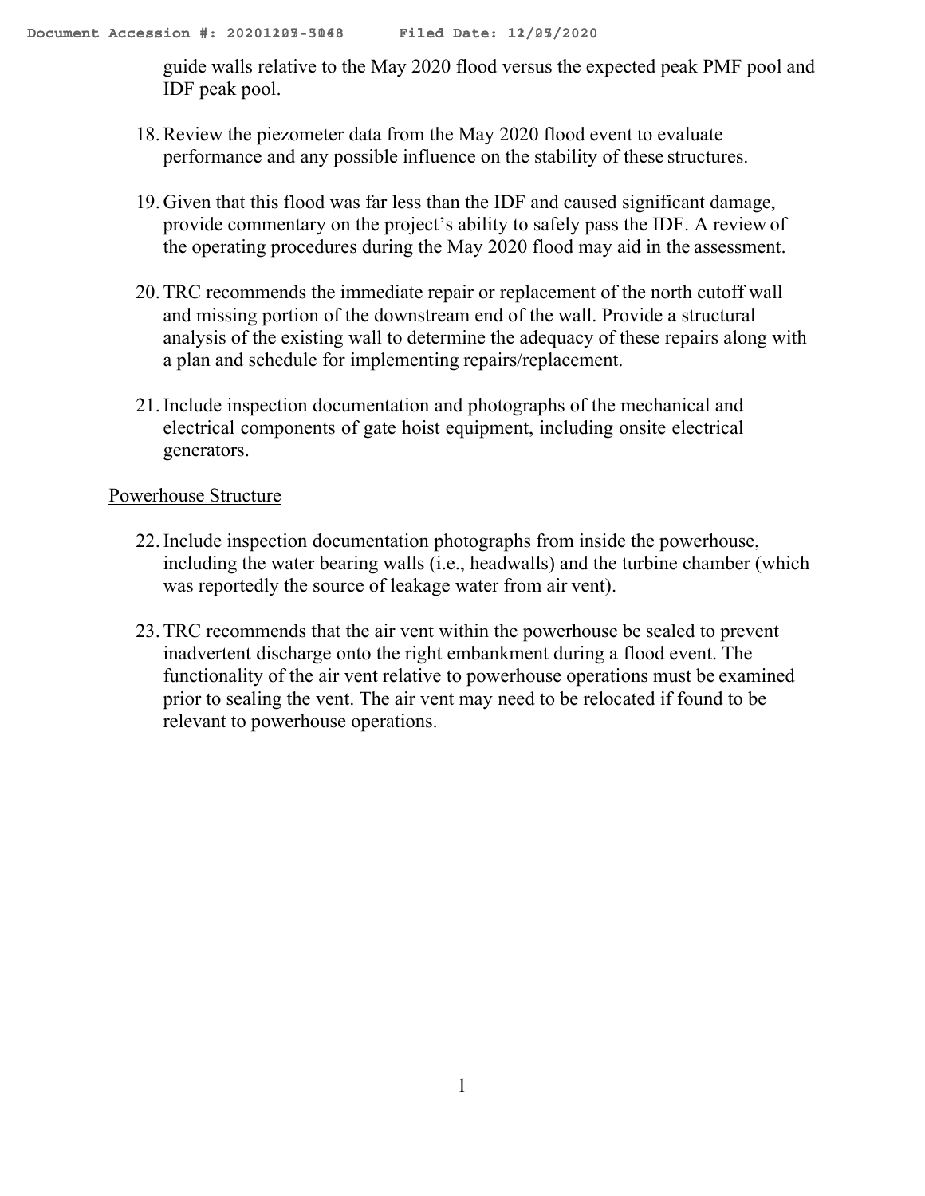guide walls relative to the May 2020 flood versus the expected peak PMF pool and IDF peak pool.

18. Review the piezometer data from the May 2020 flood event to evaluate performance and any possible influence on the stability of these structures.

19. Given that this flood was far less than the IDF and caused significant damage, provide commentary on the project's ability to safely pass the IDF. A review of the operating procedures during the May 2020 flood may aid in the assessment.

20. TRC recommends the immediate repair or replacement of the north cutoff wall and missing portion of the downstream end of the wall. Provide a structural analysis of the existing wall to determine the adequacy of these repairs along with a plan and schedule for implementing repairs/replacement.

21. Include inspection documentation and photographs of the mechanical and electrical components of gate hoist equipment, including onsite electrical generators.

Powerhouse Structure

22. Include inspection documentation photographs from inside the powerhouse, including the water bearing walls (i.e., headwalls) and the turbine chamber (which was reportedly the source of leakage water from air vent).

23. TRC recommends that the air vent within the powerhouse be sealed to prevent inadvertent discharge onto the right embankment during a flood event. The functionality of the air vent relative to powerhouse operations must be examined prior to sealing the vent. The air vent may need to be relocated if found to be relevant to powerhouse operations.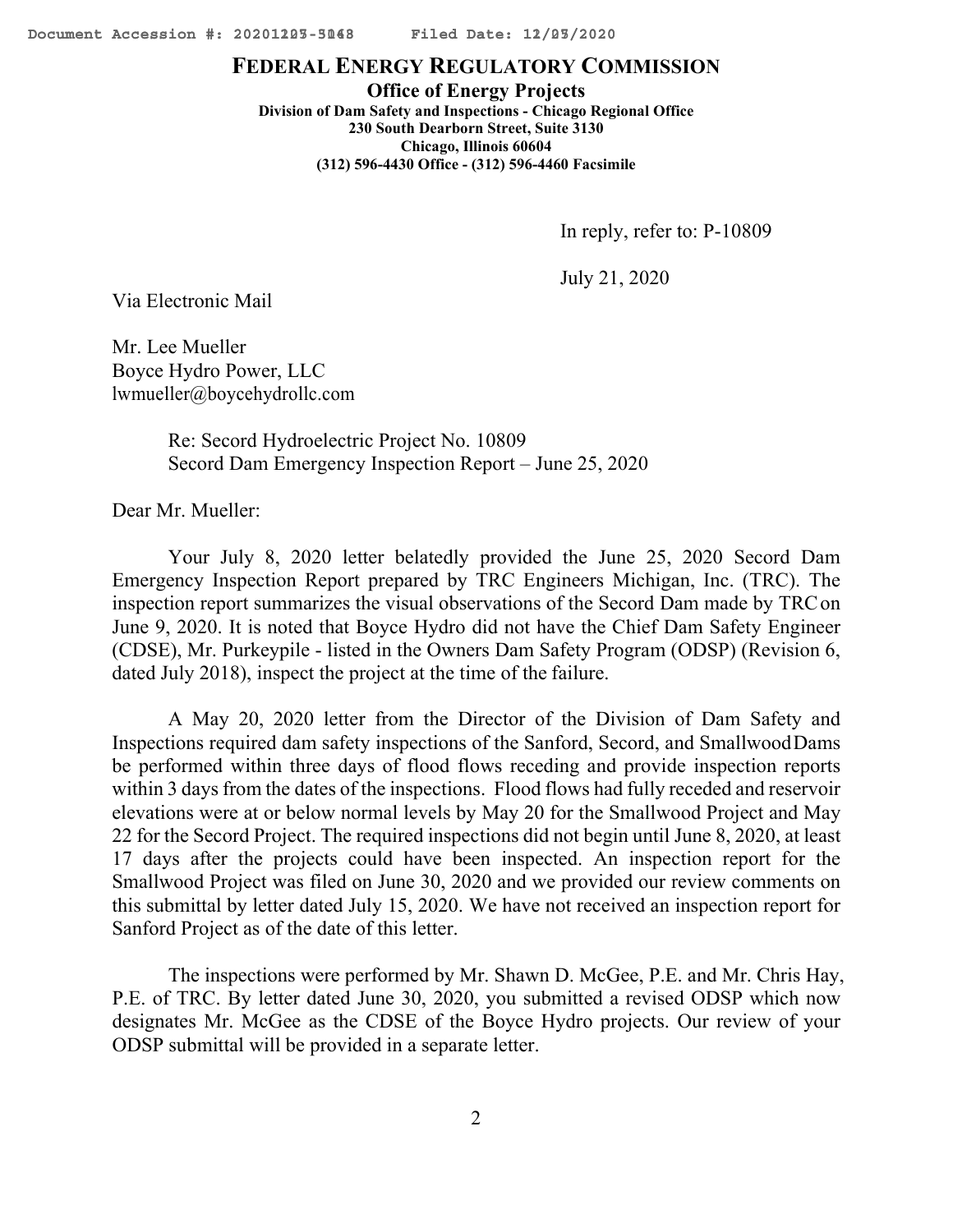# FEDERAL ENERGY REGULATORY COMMISSION

**Office of Energy Projects**

**Division of Dam Safety and Inspections - Chicago Regional Office**
**230 South Dearborn Street, Suite 3130**
**Chicago, Illinois 60604**
**(312) 596-4430 Office - (312) 596-4460 Facsimile**

In reply, refer to: P-10809

July 21, 2020

Via Electronic Mail

Mr. Lee Mueller
Boyce Hydro Power, LLC
lwmueller@boycehydrollc.com

Re: Secord Hydroelectric Project No. 10809
Secord Dam Emergency Inspection Report – June 25, 2020

Dear Mr. Mueller:

Your July 8, 2020 letter belatedly provided the June 25, 2020 Secord Dam Emergency Inspection Report prepared by TRC Engineers Michigan, Inc. (TRC). The inspection report summarizes the visual observations of the Secord Dam made by TRC on June 9, 2020. It is noted that Boyce Hydro did not have the Chief Dam Safety Engineer (CDSE), Mr. Purkeypile - listed in the Owners Dam Safety Program (ODSP) (Revision 6, dated July 2018), inspect the project at the time of the failure.

A May 20, 2020 letter from the Director of the Division of Dam Safety and Inspections required dam safety inspections of the Sanford, Secord, and Smallwood Dams be performed within three days of flood flows receding and provide inspection reports within 3 days from the dates of the inspections. Flood flows had fully receded and reservoir elevations were at or below normal levels by May 20 for the Smallwood Project and May 22 for the Secord Project. The required inspections did not begin until June 8, 2020, at least 17 days after the projects could have been inspected. An inspection report for the Smallwood Project was filed on June 30, 2020 and we provided our review comments on this submittal by letter dated July 15, 2020. We have not received an inspection report for Sanford Project as of the date of this letter.

The inspections were performed by Mr. Shawn D. McGee, P.E. and Mr. Chris Hay, P.E. of TRC. By letter dated June 30, 2020, you submitted a revised ODSP which now designates Mr. McGee as the CDSE of the Boyce Hydro projects. Our review of your ODSP submittal will be provided in a separate letter.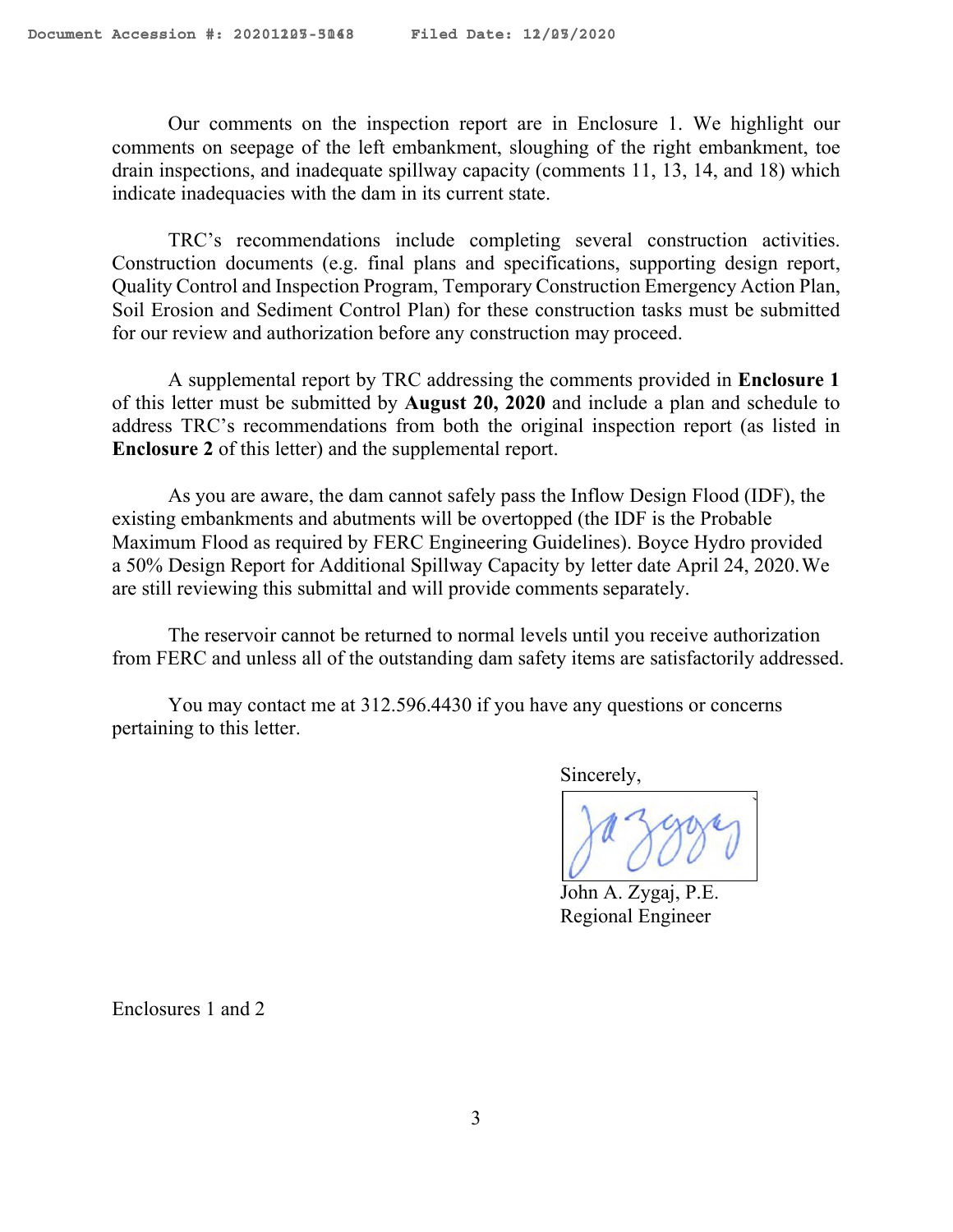Our comments on the inspection report are in Enclosure 1. We highlight our comments on seepage of the left embankment, sloughing of the right embankment, toe drain inspections, and inadequate spillway capacity (comments 11, 13, 14, and 18) which indicate inadequacies with the dam in its current state.

TRC's recommendations include completing several construction activities. Construction documents (e.g. final plans and specifications, supporting design report, Quality Control and Inspection Program, Temporary Construction Emergency Action Plan, Soil Erosion and Sediment Control Plan) for these construction tasks must be submitted for our review and authorization before any construction may proceed.

A supplemental report by TRC addressing the comments provided in **Enclosure 1** of this letter must be submitted by **August 20, 2020** and include a plan and schedule to address TRC's recommendations from both the original inspection report (as listed in **Enclosure 2** of this letter) and the supplemental report.

As you are aware, the dam cannot safely pass the Inflow Design Flood (IDF), the existing embankments and abutments will be overtopped (the IDF is the Probable Maximum Flood as required by FERC Engineering Guidelines). Boyce Hydro provided a 50% Design Report for Additional Spillway Capacity by letter date April 24, 2020. We are still reviewing this submittal and will provide comments separately.

The reservoir cannot be returned to normal levels until you receive authorization from FERC and unless all of the outstanding dam safety items are satisfactorily addressed.

You may contact me at 312.596.4430 if you have any questions or concerns pertaining to this letter.

Sincerely,

John A. Zygaj, P.E.
Regional Engineer

Enclosures 1 and 2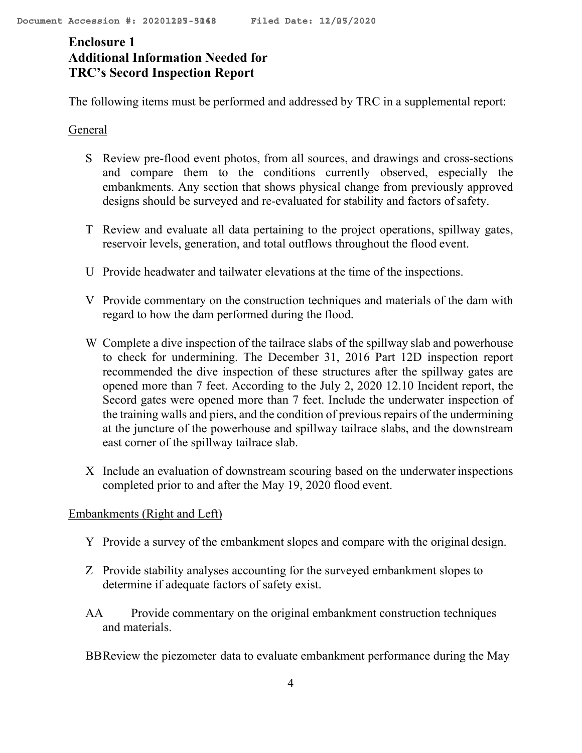# Enclosure 1
# Additional Information Needed for TRC's Secord Inspection Report

The following items must be performed and addressed by TRC in a supplemental report:

General

- S Review pre-flood event photos, from all sources, and drawings and cross-sections and compare them to the conditions currently observed, especially the embankments. Any section that shows physical change from previously approved designs should be surveyed and re-evaluated for stability and factors of safety.

- T Review and evaluate all data pertaining to the project operations, spillway gates, reservoir levels, generation, and total outflows throughout the flood event.

- U Provide headwater and tailwater elevations at the time of the inspections.

- V Provide commentary on the construction techniques and materials of the dam with regard to how the dam performed during the flood.

- W Complete a dive inspection of the tailrace slabs of the spillway slab and powerhouse to check for undermining. The December 31, 2016 Part 12D inspection report recommended the dive inspection of these structures after the spillway gates are opened more than 7 feet. According to the July 2, 2020 12.10 Incident report, the Secord gates were opened more than 7 feet. Include the underwater inspection of the training walls and piers, and the condition of previous repairs of the undermining at the juncture of the powerhouse and spillway tailrace slabs, and the downstream east corner of the spillway tailrace slab.

- X Include an evaluation of downstream scouring based on the underwater inspections completed prior to and after the May 19, 2020 flood event.

Embankments (Right and Left)

- Y Provide a survey of the embankment slopes and compare with the original design.

- Z Provide stability analyses accounting for the surveyed embankment slopes to determine if adequate factors of safety exist.

- AA Provide commentary on the original embankment construction techniques and materials.

- BB Review the piezometer data to evaluate embankment performance during the May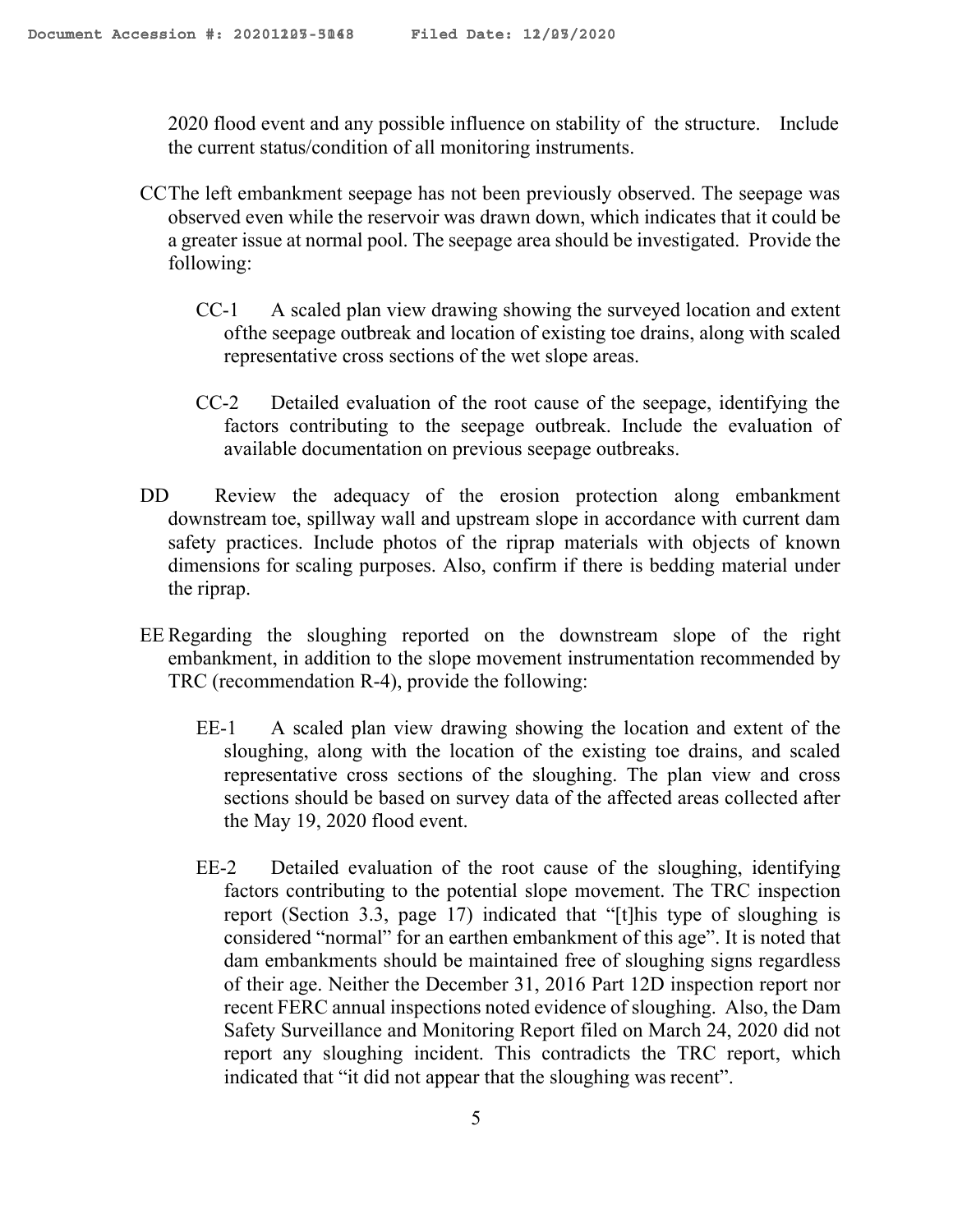2020 flood event and any possible influence on stability of the structure. Include the current status/condition of all monitoring instruments.

CC The left embankment seepage has not been previously observed. The seepage was observed even while the reservoir was drawn down, which indicates that it could be a greater issue at normal pool. The seepage area should be investigated. Provide the following:

CC-1 A scaled plan view drawing showing the surveyed location and extent of the seepage outbreak and location of existing toe drains, along with scaled representative cross sections of the wet slope areas.

CC-2 Detailed evaluation of the root cause of the seepage, identifying the factors contributing to the seepage outbreak. Include the evaluation of available documentation on previous seepage outbreaks.

DD Review the adequacy of the erosion protection along embankment downstream toe, spillway wall and upstream slope in accordance with current dam safety practices. Include photos of the riprap materials with objects of known dimensions for scaling purposes. Also, confirm if there is bedding material under the riprap.

EE Regarding the sloughing reported on the downstream slope of the right embankment, in addition to the slope movement instrumentation recommended by TRC (recommendation R-4), provide the following:

EE-1 A scaled plan view drawing showing the location and extent of the sloughing, along with the location of the existing toe drains, and scaled representative cross sections of the sloughing. The plan view and cross sections should be based on survey data of the affected areas collected after the May 19, 2020 flood event.

EE-2 Detailed evaluation of the root cause of the sloughing, identifying factors contributing to the potential slope movement. The TRC inspection report (Section 3.3, page 17) indicated that "[t]his type of sloughing is considered "normal" for an earthen embankment of this age". It is noted that dam embankments should be maintained free of sloughing signs regardless of their age. Neither the December 31, 2016 Part 12D inspection report nor recent FERC annual inspections noted evidence of sloughing. Also, the Dam Safety Surveillance and Monitoring Report filed on March 24, 2020 did not report any sloughing incident. This contradicts the TRC report, which indicated that "it did not appear that the sloughing was recent".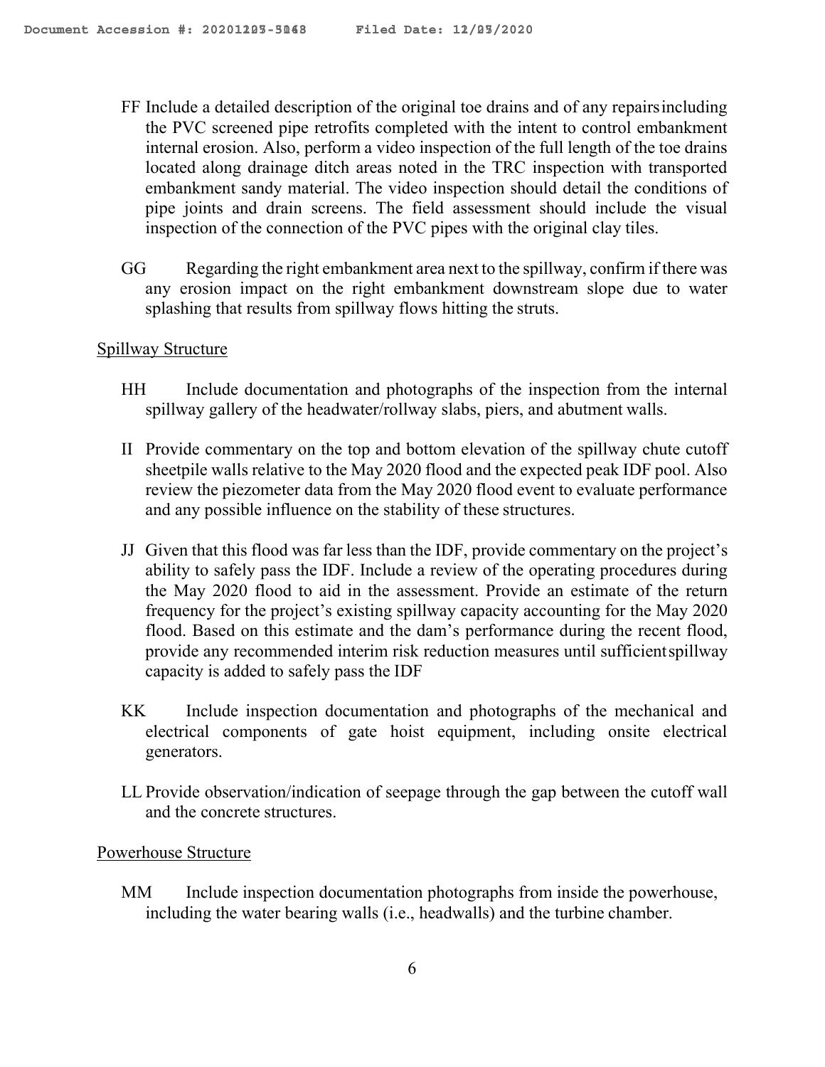FF Include a detailed description of the original toe drains and of any repairs including the PVC screened pipe retrofits completed with the intent to control embankment internal erosion. Also, perform a video inspection of the full length of the toe drains located along drainage ditch areas noted in the TRC inspection with transported embankment sandy material. The video inspection should detail the conditions of pipe joints and drain screens. The field assessment should include the visual inspection of the connection of the PVC pipes with the original clay tiles.

GG Regarding the right embankment area next to the spillway, confirm if there was any erosion impact on the right embankment downstream slope due to water splashing that results from spillway flows hitting the struts.

Spillway Structure

HH Include documentation and photographs of the inspection from the internal spillway gallery of the headwater/rollway slabs, piers, and abutment walls.

II Provide commentary on the top and bottom elevation of the spillway chute cutoff sheetpile walls relative to the May 2020 flood and the expected peak IDF pool. Also review the piezometer data from the May 2020 flood event to evaluate performance and any possible influence on the stability of these structures.

JJ Given that this flood was far less than the IDF, provide commentary on the project's ability to safely pass the IDF. Include a review of the operating procedures during the May 2020 flood to aid in the assessment. Provide an estimate of the return frequency for the project's existing spillway capacity accounting for the May 2020 flood. Based on this estimate and the dam's performance during the recent flood, provide any recommended interim risk reduction measures until sufficient spillway capacity is added to safely pass the IDF

KK Include inspection documentation and photographs of the mechanical and electrical components of gate hoist equipment, including onsite electrical generators.

LL Provide observation/indication of seepage through the gap between the cutoff wall and the concrete structures.

Powerhouse Structure

MM Include inspection documentation photographs from inside the powerhouse, including the water bearing walls (i.e., headwalls) and the turbine chamber.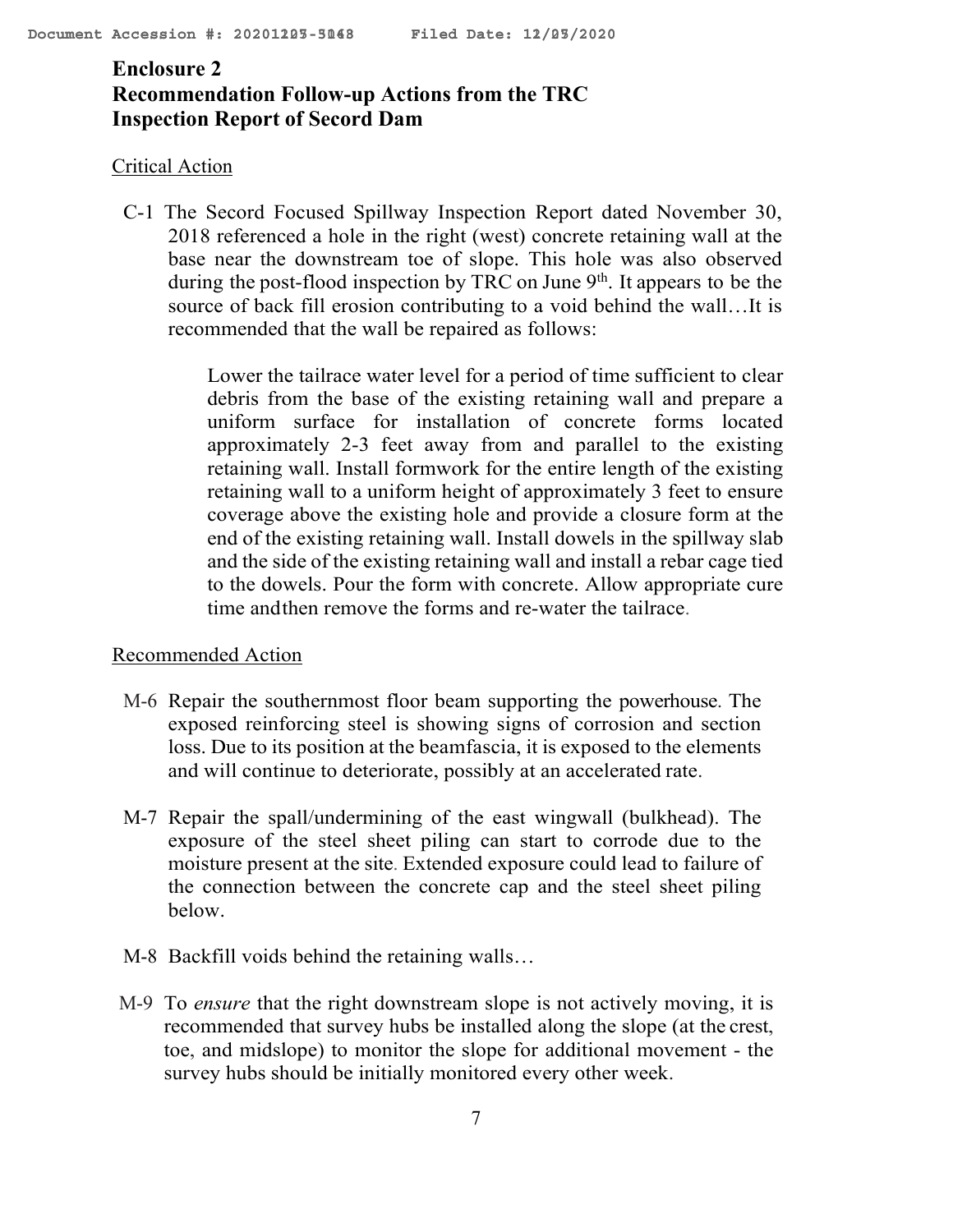# Enclosure 2
# Recommendation Follow-up Actions from the TRC Inspection Report of Secord Dam

Critical Action

C-1 The Secord Focused Spillway Inspection Report dated November 30, 2018 referenced a hole in the right (west) concrete retaining wall at the base near the downstream toe of slope. This hole was also observed during the post-flood inspection by TRC on June 9th. It appears to be the source of back fill erosion contributing to a void behind the wall…It is recommended that the wall be repaired as follows:

> Lower the tailrace water level for a period of time sufficient to clear debris from the base of the existing retaining wall and prepare a uniform surface for installation of concrete forms located approximately 2-3 feet away from and parallel to the existing retaining wall. Install formwork for the entire length of the existing retaining wall to a uniform height of approximately 3 feet to ensure coverage above the existing hole and provide a closure form at the end of the existing retaining wall. Install dowels in the spillway slab and the side of the existing retaining wall and install a rebar cage tied to the dowels. Pour the form with concrete. Allow appropriate cure time andthen remove the forms and re-water the tailrace.

Recommended Action

M-6 Repair the southernmost floor beam supporting the powerhouse. The exposed reinforcing steel is showing signs of corrosion and section loss. Due to its position at the beamfascia, it is exposed to the elements and will continue to deteriorate, possibly at an accelerated rate.

M-7 Repair the spall/undermining of the east wingwall (bulkhead). The exposure of the steel sheet piling can start to corrode due to the moisture present at the site. Extended exposure could lead to failure of the connection between the concrete cap and the steel sheet piling below.

M-8 Backfill voids behind the retaining walls…

M-9 To *ensure* that the right downstream slope is not actively moving, it is recommended that survey hubs be installed along the slope (at the crest, toe, and midslope) to monitor the slope for additional movement - the survey hubs should be initially monitored every other week.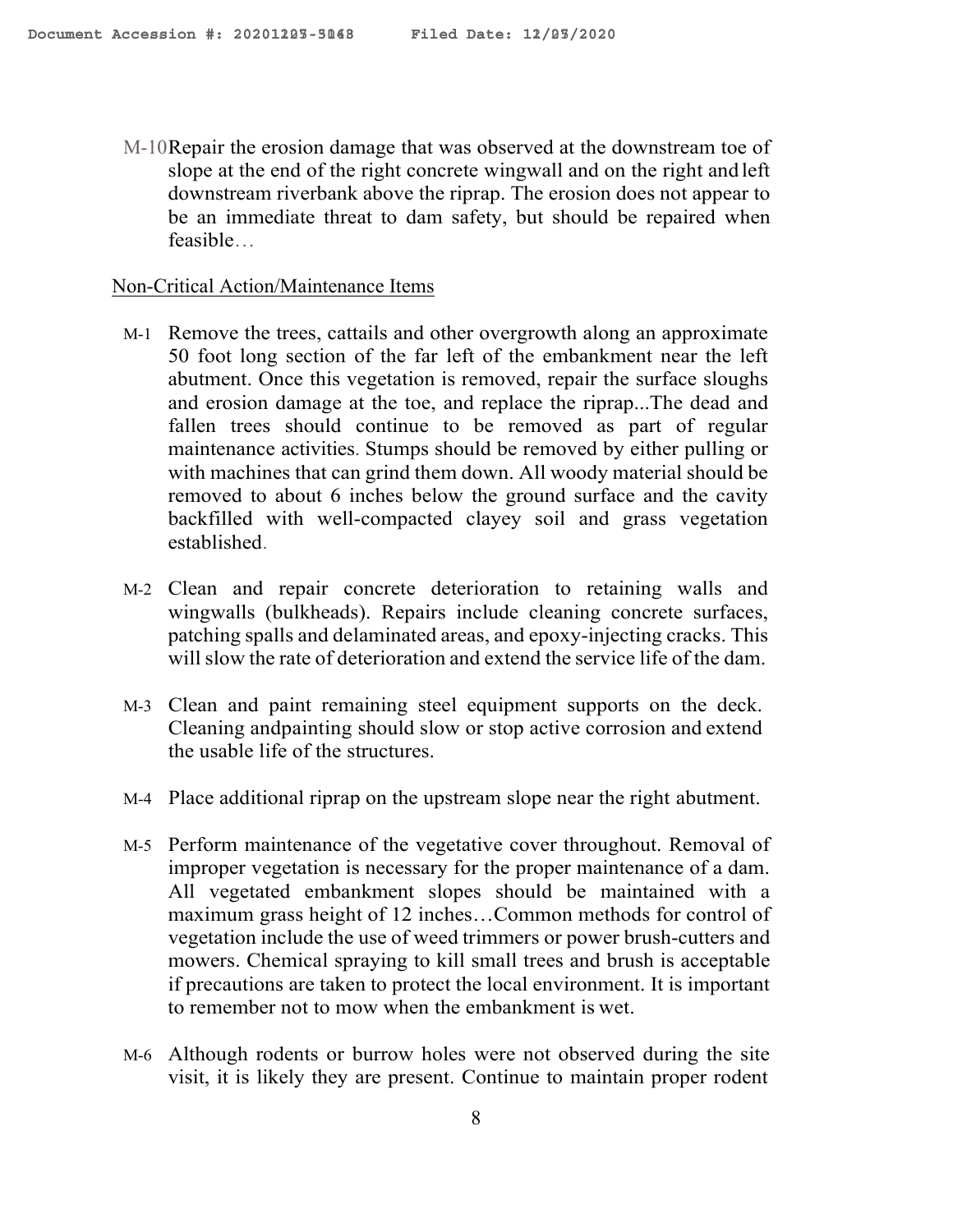M-10 Repair the erosion damage that was observed at the downstream toe of slope at the end of the right concrete wingwall and on the right and left downstream riverbank above the riprap. The erosion does not appear to be an immediate threat to dam safety, but should be repaired when feasible…

Non-Critical Action/Maintenance Items

M-1 Remove the trees, cattails and other overgrowth along an approximate 50 foot long section of the far left of the embankment near the left abutment. Once this vegetation is removed, repair the surface sloughs and erosion damage at the toe, and replace the riprap...The dead and fallen trees should continue to be removed as part of regular maintenance activities. Stumps should be removed by either pulling or with machines that can grind them down. All woody material should be removed to about 6 inches below the ground surface and the cavity backfilled with well-compacted clayey soil and grass vegetation established.

M-2 Clean and repair concrete deterioration to retaining walls and wingwalls (bulkheads). Repairs include cleaning concrete surfaces, patching spalls and delaminated areas, and epoxy-injecting cracks. This will slow the rate of deterioration and extend the service life of the dam.

M-3 Clean and paint remaining steel equipment supports on the deck. Cleaning andpainting should slow or stop active corrosion and extend the usable life of the structures.

M-4 Place additional riprap on the upstream slope near the right abutment.

M-5 Perform maintenance of the vegetative cover throughout. Removal of improper vegetation is necessary for the proper maintenance of a dam. All vegetated embankment slopes should be maintained with a maximum grass height of 12 inches…Common methods for control of vegetation include the use of weed trimmers or power brush-cutters and mowers. Chemical spraying to kill small trees and brush is acceptable if precautions are taken to protect the local environment. It is important to remember not to mow when the embankment is wet.

M-6 Although rodents or burrow holes were not observed during the site visit, it is likely they are present. Continue to maintain proper rodent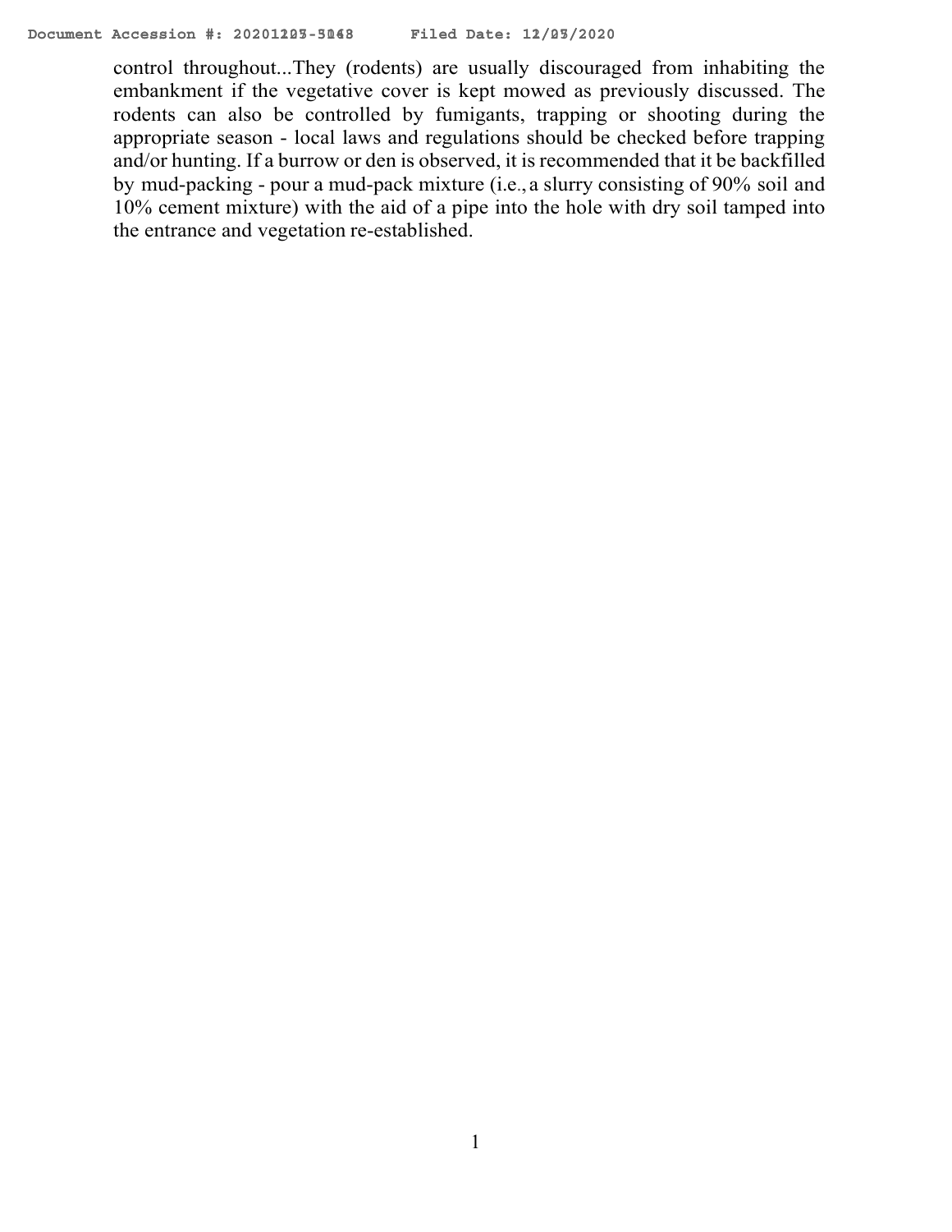control throughout...They (rodents) are usually discouraged from inhabiting the embankment if the vegetative cover is kept mowed as previously discussed. The rodents can also be controlled by fumigants, trapping or shooting during the appropriate season - local laws and regulations should be checked before trapping and/or hunting. If a burrow or den is observed, it is recommended that it be backfilled by mud-packing - pour a mud-pack mixture (i.e., a slurry consisting of 90% soil and 10% cement mixture) with the aid of a pipe into the hole with dry soil tamped into the entrance and vegetation re-established.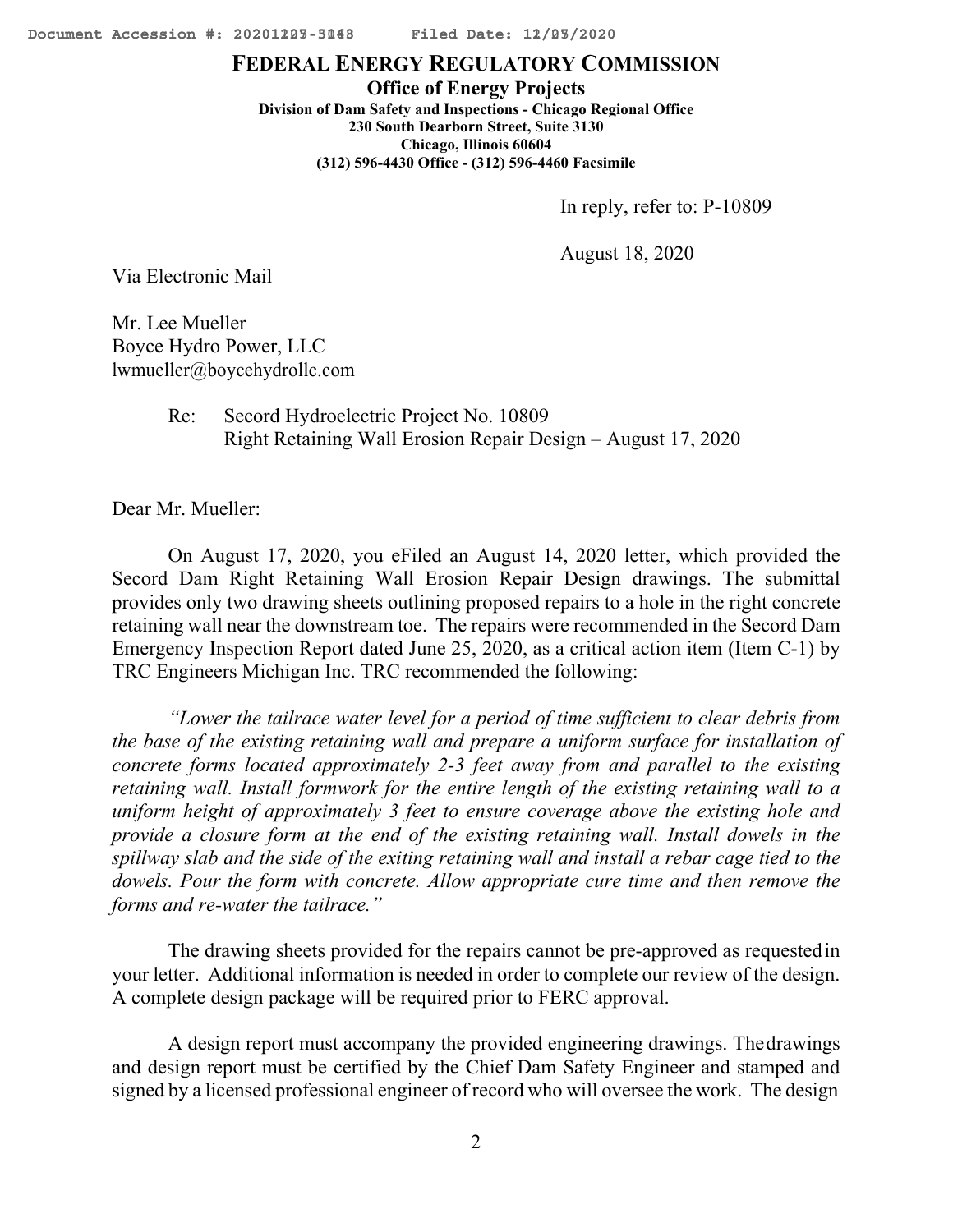**FEDERAL ENERGY REGULATORY COMMISSION**

**Office of Energy Projects**

**Division of Dam Safety and Inspections - Chicago Regional Office**
**230 South Dearborn Street, Suite 3130**
**Chicago, Illinois 60604**
**(312) 596-4430 Office - (312) 596-4460 Facsimile**

In reply, refer to: P-10809

August 18, 2020

Via Electronic Mail

Mr. Lee Mueller
Boyce Hydro Power, LLC
lwmueller@boycehydrollc.com

Re: Secord Hydroelectric Project No. 10809
Right Retaining Wall Erosion Repair Design – August 17, 2020

Dear Mr. Mueller:

On August 17, 2020, you eFiled an August 14, 2020 letter, which provided the Secord Dam Right Retaining Wall Erosion Repair Design drawings. The submittal provides only two drawing sheets outlining proposed repairs to a hole in the right concrete retaining wall near the downstream toe. The repairs were recommended in the Secord Dam Emergency Inspection Report dated June 25, 2020, as a critical action item (Item C-1) by TRC Engineers Michigan Inc. TRC recommended the following:

*"Lower the tailrace water level for a period of time sufficient to clear debris from the base of the existing retaining wall and prepare a uniform surface for installation of concrete forms located approximately 2-3 feet away from and parallel to the existing retaining wall. Install formwork for the entire length of the existing retaining wall to a uniform height of approximately 3 feet to ensure coverage above the existing hole and provide a closure form at the end of the existing retaining wall. Install dowels in the spillway slab and the side of the exiting retaining wall and install a rebar cage tied to the dowels. Pour the form with concrete. Allow appropriate cure time and then remove the forms and re-water the tailrace."*

The drawing sheets provided for the repairs cannot be pre-approved as requested in your letter. Additional information is needed in order to complete our review of the design. A complete design package will be required prior to FERC approval.

A design report must accompany the provided engineering drawings. The drawings and design report must be certified by the Chief Dam Safety Engineer and stamped and signed by a licensed professional engineer of record who will oversee the work. The design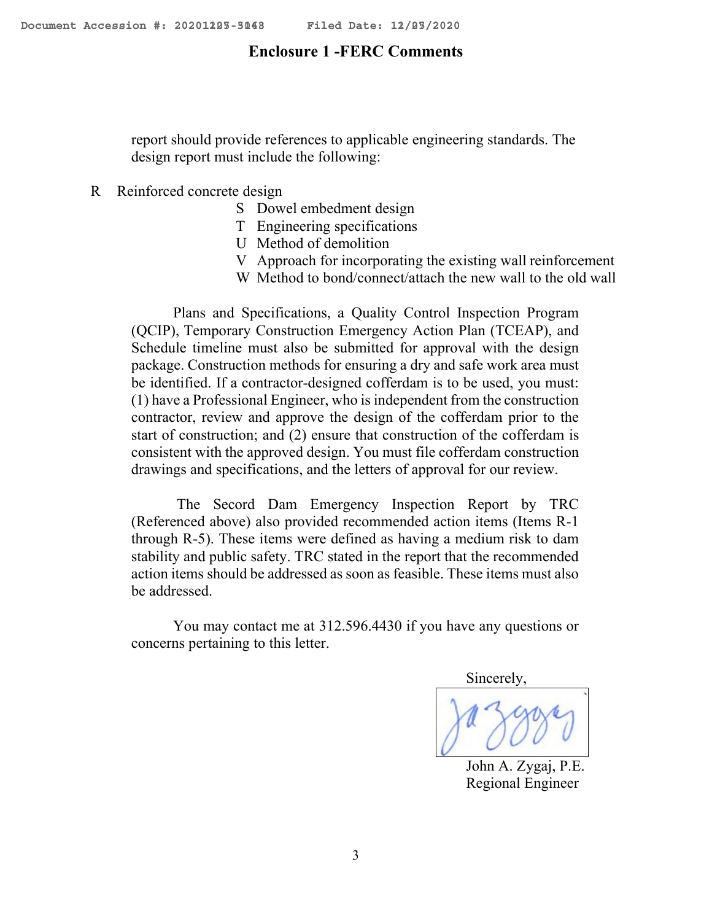# Enclosure 1 -FERC Comments

report should provide references to applicable engineering standards. The design report must include the following:

- R Reinforced concrete design
- S Dowel embedment design
- T Engineering specifications
- U Method of demolition
- V Approach for incorporating the existing wall reinforcement
- W Method to bond/connect/attach the new wall to the old wall

Plans and Specifications, a Quality Control Inspection Program (QCIP), Temporary Construction Emergency Action Plan (TCEAP), and Schedule timeline must also be submitted for approval with the design package. Construction methods for ensuring a dry and safe work area must be identified. If a contractor-designed cofferdam is to be used, you must: (1) have a Professional Engineer, who is independent from the construction contractor, review and approve the design of the cofferdam prior to the start of construction; and (2) ensure that construction of the cofferdam is consistent with the approved design. You must file cofferdam construction drawings and specifications, and the letters of approval for our review.

The Secord Dam Emergency Inspection Report by TRC (Referenced above) also provided recommended action items (Items R-1 through R-5). These items were defined as having a medium risk to dam stability and public safety. TRC stated in the report that the recommended action items should be addressed as soon as feasible. These items must also be addressed.

You may contact me at 312.596.4430 if you have any questions or concerns pertaining to this letter.

Sincerely,

John A. Zygaj, P.E.
Regional Engineer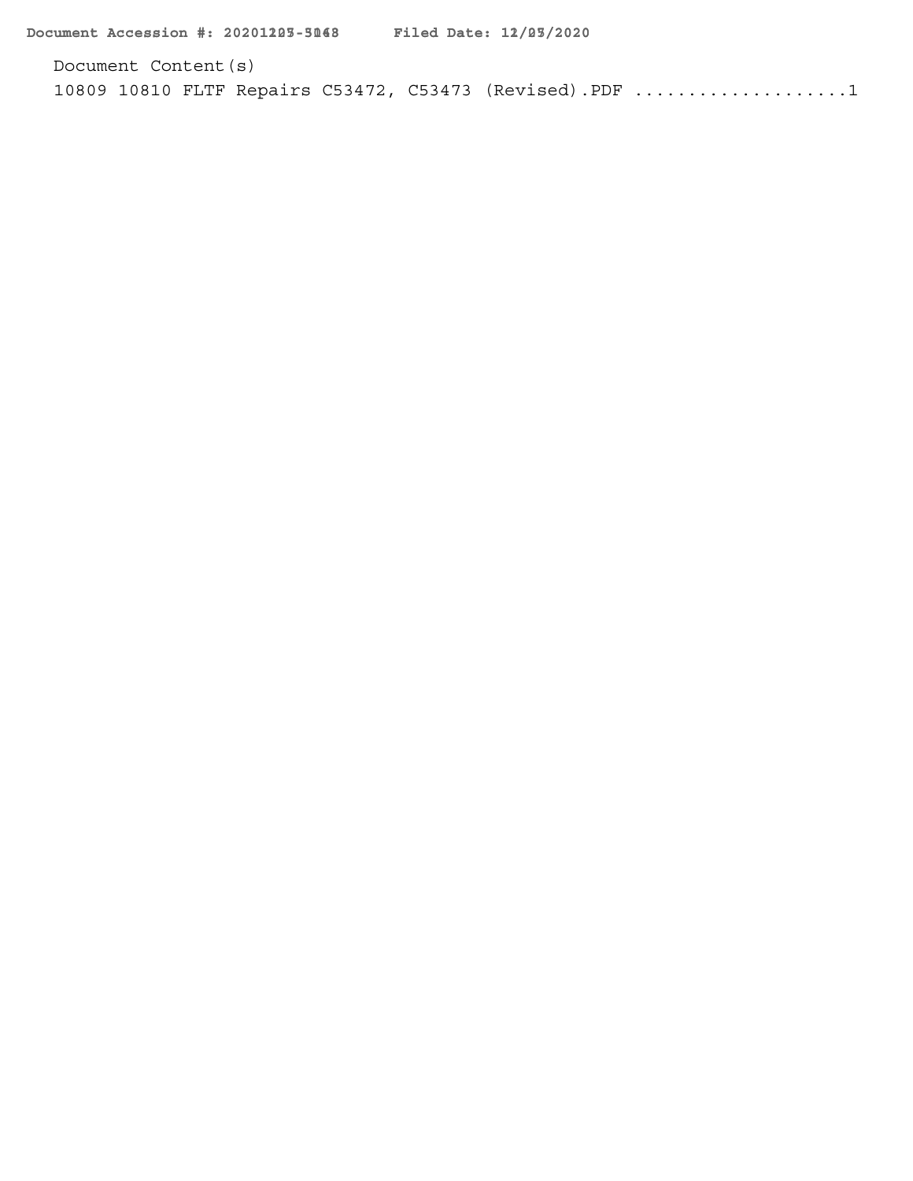Document Content(s)

10809 10810 FLTF Repairs C53472, C53473 (Revised).PDF ....................1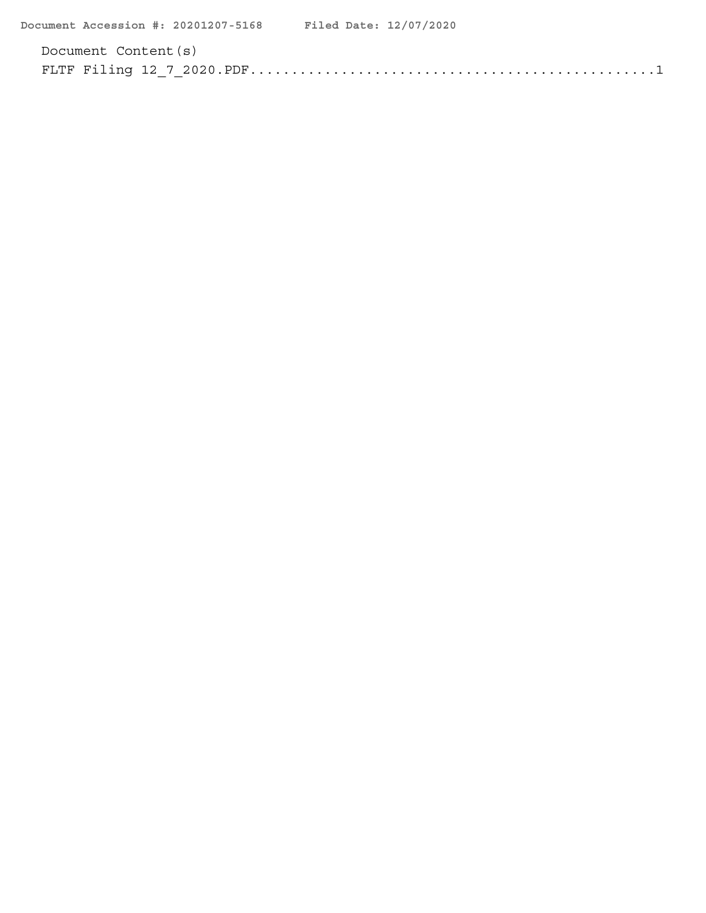Document Accession #: 20201207-5168 Filed Date: 12/07/2020

Document Content(s)

FLTF Filing 12_7_2020.PDF.............................................1